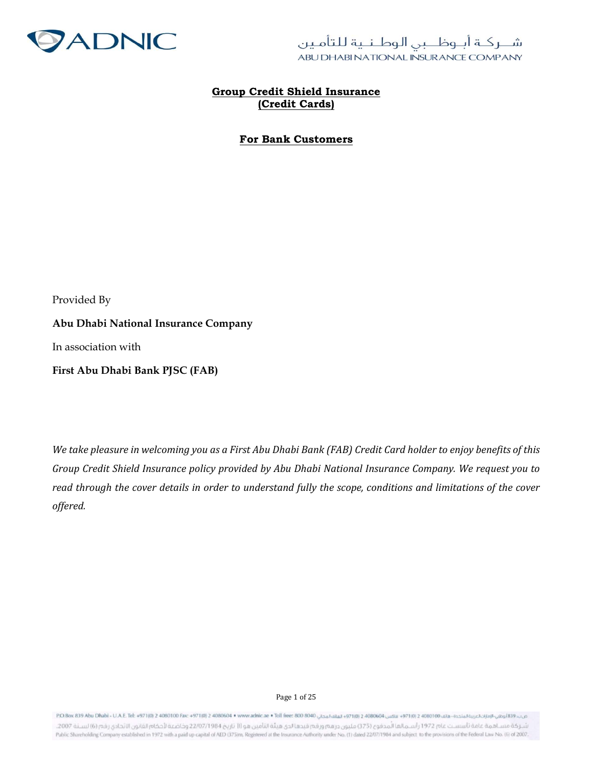# Group Credit Shield Insurance
# (Credit Cards)

## For Bank Customers

Provided By

**Abu Dhabi National Insurance Company**

In association with

**First Abu Dhabi Bank PJSC (FAB)**

*We take pleasure in welcoming you as a First Abu Dhabi Bank (FAB) Credit Card holder to enjoy benefits of this Group Credit Shield Insurance policy provided by Abu Dhabi National Insurance Company. We request you to read through the cover details in order to understand fully the scope, conditions and limitations of the cover offered.*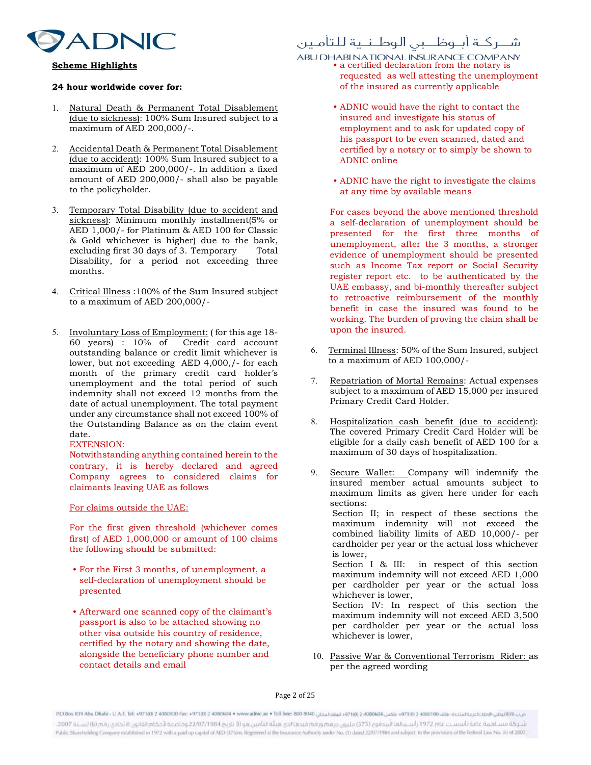**Scheme Highlights**

**24 hour worldwide cover for:**

1. Natural Death & Permanent Total Disablement (due to sickness): 100% Sum Insured subject to a maximum of AED 200,000/-.

2. Accidental Death & Permanent Total Disablement (due to accident): 100% Sum Insured subject to a maximum of AED 200,000/-. In addition a fixed amount of AED 200,000/- shall also be payable to the policyholder.

3. Temporary Total Disability (due to accident and sickness): Minimum monthly installment(5% or AED 1,000/- for Platinum & AED 100 for Classic & Gold whichever is higher) due to the bank, excluding first 30 days of 3. Temporary Total Disability, for a period not exceeding three months.

4. Critical Illness :100% of the Sum Insured subject to a maximum of AED 200,000/-

5. Involuntary Loss of Employment: ( for this age 18-60 years) : 10% of Credit card account outstanding balance or credit limit whichever is lower, but not exceeding AED 4,000,/- for each month of the primary credit card holder's unemployment and the total period of such indemnity shall not exceed 12 months from the date of actual unemployment. The total payment under any circumstance shall not exceed 100% of the Outstanding Balance as on the claim event date.

   EXTENSION:
   Notwithstanding anything contained herein to the contrary, it is hereby declared and agreed Company agrees to considered claims for claimants leaving UAE as follows

   For claims outside the UAE:

   For the first given threshold (whichever comes first) of AED 1,000,000 or amount of 100 claims the following should be submitted:

   - For the First 3 months, of unemployment, a self-declaration of unemployment should be presented
   - Afterward one scanned copy of the claimant's passport is also to be attached showing no other visa outside his country of residence, certified by the notary and showing the date, alongside the beneficiary phone number and contact details and email
   - a certified declaration from the notary is requested as well attesting the unemployment of the insured as currently applicable
   - ADNIC would have the right to contact the insured and investigate his status of employment and to ask for updated copy of his passport to be even scanned, dated and certified by a notary or to simply be shown to ADNIC online
   - ADNIC have the right to investigate the claims at any time by available means

   For cases beyond the above mentioned threshold a self-declaration of unemployment should be presented for the first three months of unemployment, after the 3 months, a stronger evidence of unemployment should be presented such as Income Tax report or Social Security register report etc. to be authenticated by the UAE embassy, and bi-monthly thereafter subject to retroactive reimbursement of the monthly benefit in case the insured was found to be working. The burden of proving the claim shall be upon the insured.

6. Terminal Illness: 50% of the Sum Insured, subject to a maximum of AED 100,000/-

7. Repatriation of Mortal Remains: Actual expenses subject to a maximum of AED 15,000 per insured Primary Credit Card Holder.

8. Hospitalization cash benefit (due to accident): The covered Primary Credit Card Holder will be eligible for a daily cash benefit of AED 100 for a maximum of 30 days of hospitalization.

9. Secure Wallet: Company will indemnify the insured member actual amounts subject to maximum limits as given here under for each sections:
   Section II; in respect of these sections the maximum indemnity will not exceed the combined liability limits of AED 10,000/- per cardholder per year or the actual loss whichever is lower,
   Section I & III: in respect of this section maximum indemnity will not exceed AED 1,000 per cardholder per year or the actual loss whichever is lower,
   Section IV: In respect of this section the maximum indemnity will not exceed AED 3,500 per cardholder per year or the actual loss whichever is lower,

10. Passive War & Conventional Terrorism Rider: as per the agreed wording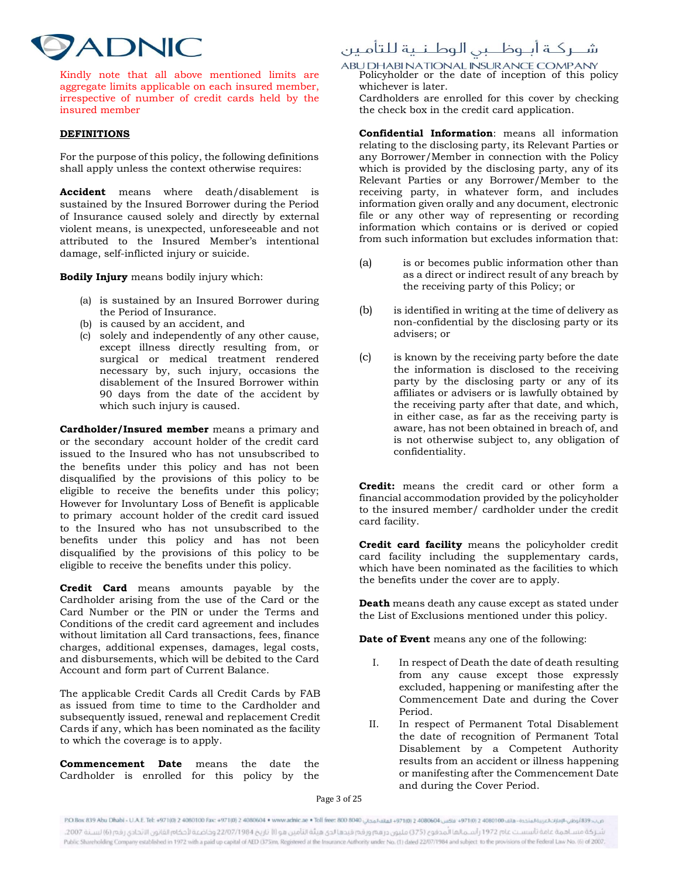Kindly note that all above mentioned limits are aggregate limits applicable on each insured member, irrespective of number of credit cards held by the insured member

**DEFINITIONS**

For the purpose of this policy, the following definitions shall apply unless the context otherwise requires:

**Accident** means where death/disablement is sustained by the Insured Borrower during the Period of Insurance caused solely and directly by external violent means, is unexpected, unforeseeable and not attributed to the Insured Member's intentional damage, self-inflicted injury or suicide.

**Bodily Injury** means bodily injury which:

(a) is sustained by an Insured Borrower during the Period of Insurance.
(b) is caused by an accident, and
(c) solely and independently of any other cause, except illness directly resulting from, or surgical or medical treatment rendered necessary by, such injury, occasions the disablement of the Insured Borrower within 90 days from the date of the accident by which such injury is caused.

**Cardholder/Insured member** means a primary and or the secondary account holder of the credit card issued to the Insured who has not unsubscribed to the benefits under this policy and has not been disqualified by the provisions of this policy to be eligible to receive the benefits under this policy; However for Involuntary Loss of Benefit is applicable to primary account holder of the credit card issued to the Insured who has not unsubscribed to the benefits under this policy and has not been disqualified by the provisions of this policy to be eligible to receive the benefits under this policy.

**Credit Card** means amounts payable by the Cardholder arising from the use of the Card or the Card Number or the PIN or under the Terms and Conditions of the credit card agreement and includes without limitation all Card transactions, fees, finance charges, additional expenses, damages, legal costs, and disbursements, which will be debited to the Card Account and form part of Current Balance.

The applicable Credit Cards all Credit Cards by FAB as issued from time to time to the Cardholder and subsequently issued, renewal and replacement Credit Cards if any, which has been nominated as the facility to which the coverage is to apply.

**Commencement Date** means the date the Cardholder is enrolled for this policy by the Policyholder or the date of inception of this policy whichever is later.

Cardholders are enrolled for this cover by checking the check box in the credit card application.

**Confidential Information**: means all information relating to the disclosing party, its Relevant Parties or any Borrower/Member in connection with the Policy which is provided by the disclosing party, any of its Relevant Parties or any Borrower/Member to the receiving party, in whatever form, and includes information given orally and any document, electronic file or any other way of representing or recording information which contains or is derived or copied from such information but excludes information that:

(a) is or becomes public information other than as a direct or indirect result of any breach by the receiving party of this Policy; or

(b) is identified in writing at the time of delivery as non-confidential by the disclosing party or its advisers; or

(c) is known by the receiving party before the date the information is disclosed to the receiving party by the disclosing party or any of its affiliates or advisers or is lawfully obtained by the receiving party after that date, and which, in either case, as far as the receiving party is aware, has not been obtained in breach of, and is not otherwise subject to, any obligation of confidentiality.

**Credit:** means the credit card or other form a financial accommodation provided by the policyholder to the insured member/ cardholder under the credit card facility.

**Credit card facility** means the policyholder credit card facility including the supplementary cards, which have been nominated as the facilities to which the benefits under the cover are to apply.

**Death** means death any cause except as stated under the List of Exclusions mentioned under this policy.

**Date of Event** means any one of the following:

I. In respect of Death the date of death resulting from any cause except those expressly excluded, happening or manifesting after the Commencement Date and during the Cover Period.
II. In respect of Permanent Total Disablement the date of recognition of Permanent Total Disablement by a Competent Authority results from an accident or illness happening or manifesting after the Commencement Date and during the Cover Period.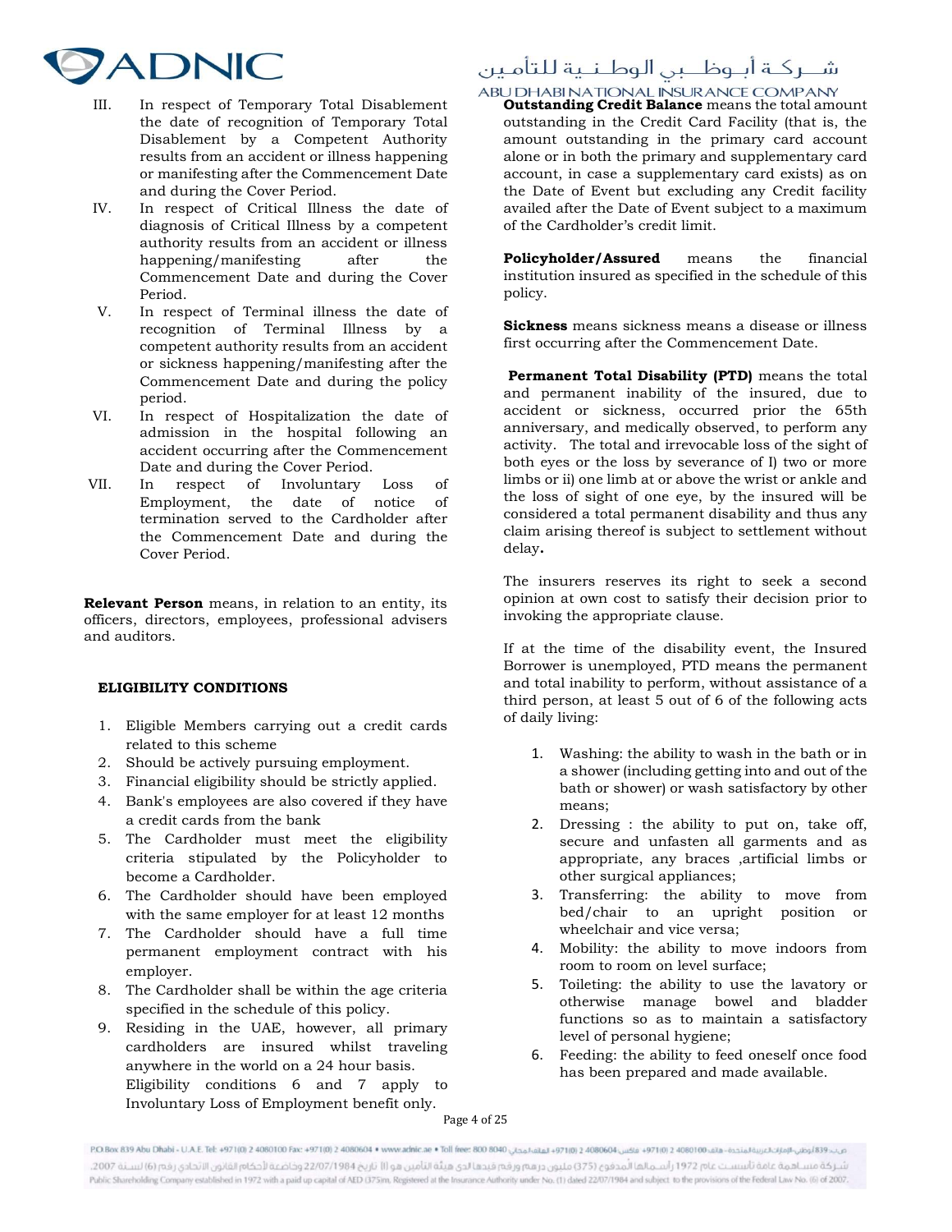III. In respect of Temporary Total Disablement the date of recognition of Temporary Total Disablement by a Competent Authority results from an accident or illness happening or manifesting after the Commencement Date and during the Cover Period.

IV. In respect of Critical Illness the date of diagnosis of Critical Illness by a competent authority results from an accident or illness happening/manifesting after the Commencement Date and during the Cover Period.

V. In respect of Terminal illness the date of recognition of Terminal Illness by a competent authority results from an accident or sickness happening/manifesting after the Commencement Date and during the policy period.

VI. In respect of Hospitalization the date of admission in the hospital following an accident occurring after the Commencement Date and during the Cover Period.

VII. In respect of Involuntary Loss of Employment, the date of notice of termination served to the Cardholder after the Commencement Date and during the Cover Period.

**Relevant Person** means, in relation to an entity, its officers, directors, employees, professional advisers and auditors.

**ELIGIBILITY CONDITIONS**

1. Eligible Members carrying out a credit cards related to this scheme
2. Should be actively pursuing employment.
3. Financial eligibility should be strictly applied.
4. Bank's employees are also covered if they have a credit cards from the bank
5. The Cardholder must meet the eligibility criteria stipulated by the Policyholder to become a Cardholder.
6. The Cardholder should have been employed with the same employer for at least 12 months
7. The Cardholder should have a full time permanent employment contract with his employer.
8. The Cardholder shall be within the age criteria specified in the schedule of this policy.
9. Residing in the UAE, however, all primary cardholders are insured whilst traveling anywhere in the world on a 24 hour basis.
   Eligibility conditions 6 and 7 apply to Involuntary Loss of Employment benefit only.

**Outstanding Credit Balance** means the total amount outstanding in the Credit Card Facility (that is, the amount outstanding in the primary card account alone or in both the primary and supplementary card account, in case a supplementary card exists) as on the Date of Event but excluding any Credit facility availed after the Date of Event subject to a maximum of the Cardholder's credit limit.

**Policyholder/Assured** means the financial institution insured as specified in the schedule of this policy.

**Sickness** means sickness means a disease or illness first occurring after the Commencement Date.

**Permanent Total Disability (PTD)** means the total and permanent inability of the insured, due to accident or sickness, occurred prior the 65th anniversary, and medically observed, to perform any activity. The total and irrevocable loss of the sight of both eyes or the loss by severance of I) two or more limbs or ii) one limb at or above the wrist or ankle and the loss of sight of one eye, by the insured will be considered a total permanent disability and thus any claim arising thereof is subject to settlement without delay**.**

The insurers reserves its right to seek a second opinion at own cost to satisfy their decision prior to invoking the appropriate clause.

If at the time of the disability event, the Insured Borrower is unemployed, PTD means the permanent and total inability to perform, without assistance of a third person, at least 5 out of 6 of the following acts of daily living:

1. Washing: the ability to wash in the bath or in a shower (including getting into and out of the bath or shower) or wash satisfactory by other means;
2. Dressing : the ability to put on, take off, secure and unfasten all garments and as appropriate, any braces ,artificial limbs or other surgical appliances;
3. Transferring: the ability to move from bed/chair to an upright position or wheelchair and vice versa;
4. Mobility: the ability to move indoors from room to room on level surface;
5. Toileting: the ability to use the lavatory or otherwise manage bowel and bladder functions so as to maintain a satisfactory level of personal hygiene;
6. Feeding: the ability to feed oneself once food has been prepared and made available.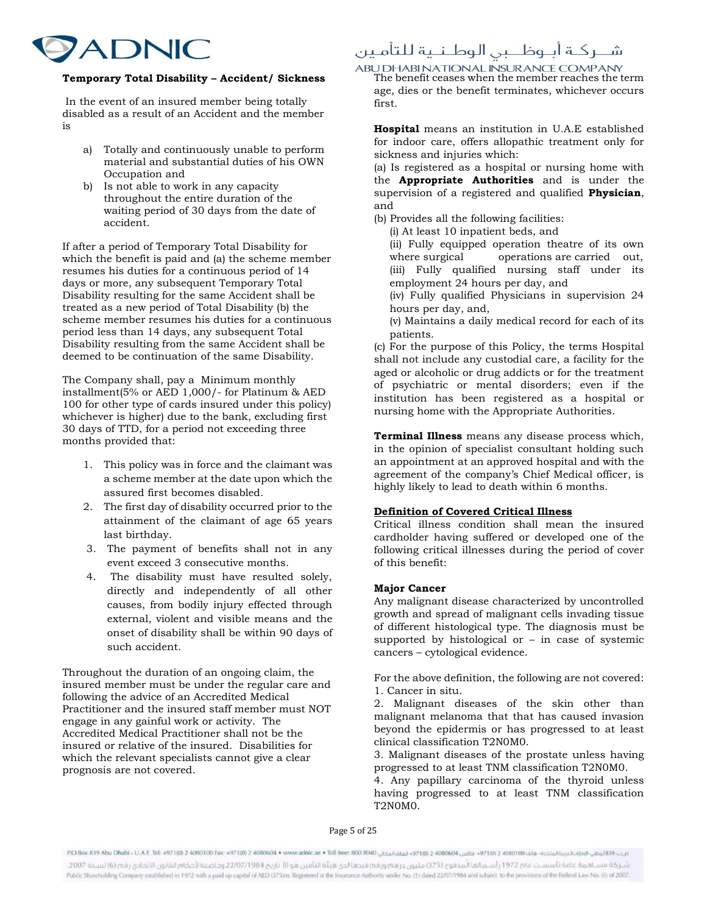**Temporary Total Disability – Accident/ Sickness**

In the event of an insured member being totally disabled as a result of an Accident and the member is

a) Totally and continuously unable to perform material and substantial duties of his OWN Occupation and
b) Is not able to work in any capacity throughout the entire duration of the waiting period of 30 days from the date of accident.

If after a period of Temporary Total Disability for which the benefit is paid and (a) the scheme member resumes his duties for a continuous period of 14 days or more, any subsequent Temporary Total Disability resulting for the same Accident shall be treated as a new period of Total Disability (b) the scheme member resumes his duties for a continuous period less than 14 days, any subsequent Total Disability resulting from the same Accident shall be deemed to be continuation of the same Disability.

The Company shall, pay a Minimum monthly installment(5% or AED 1,000/- for Platinum & AED 100 for other type of cards insured under this policy) whichever is higher) due to the bank, excluding first 30 days of TTD, for a period not exceeding three months provided that:

1. This policy was in force and the claimant was a scheme member at the date upon which the assured first becomes disabled.
2. The first day of disability occurred prior to the attainment of the claimant of age 65 years last birthday.
3. The payment of benefits shall not in any event exceed 3 consecutive months.
4. The disability must have resulted solely, directly and independently of all other causes, from bodily injury effected through external, violent and visible means and the onset of disability shall be within 90 days of such accident.

Throughout the duration of an ongoing claim, the insured member must be under the regular care and following the advice of an Accredited Medical Practitioner and the insured staff member must NOT engage in any gainful work or activity. The Accredited Medical Practitioner shall not be the insured or relative of the insured. Disabilities for which the relevant specialists cannot give a clear prognosis are not covered.

The benefit ceases when the member reaches the term age, dies or the benefit terminates, whichever occurs first.

**Hospital** means an institution in U.A.E established for indoor care, offers allopathic treatment only for sickness and injuries which:

(a) Is registered as a hospital or nursing home with the **Appropriate Authorities** and is under the supervision of a registered and qualified **Physician**, and

(b) Provides all the following facilities:

(i) At least 10 inpatient beds, and

(ii) Fully equipped operation theatre of its own where surgical operations are carried out,

(iii) Fully qualified nursing staff under its employment 24 hours per day, and

(iv) Fully qualified Physicians in supervision 24 hours per day, and,

(v) Maintains a daily medical record for each of its patients.

(c) For the purpose of this Policy, the terms Hospital shall not include any custodial care, a facility for the aged or alcoholic or drug addicts or for the treatment of psychiatric or mental disorders; even if the institution has been registered as a hospital or nursing home with the Appropriate Authorities.

**Terminal Illness** means any disease process which, in the opinion of specialist consultant holding such an appointment at an approved hospital and with the agreement of the company's Chief Medical officer, is highly likely to lead to death within 6 months.

**Definition of Covered Critical Illness**

Critical illness condition shall mean the insured cardholder having suffered or developed one of the following critical illnesses during the period of cover of this benefit:

**Major Cancer**

Any malignant disease characterized by uncontrolled growth and spread of malignant cells invading tissue of different histological type. The diagnosis must be supported by histological or – in case of systemic cancers – cytological evidence.

For the above definition, the following are not covered:

1. Cancer in situ.
2. Malignant diseases of the skin other than malignant melanoma that that has caused invasion beyond the epidermis or has progressed to at least clinical classification T2N0M0.
3. Malignant diseases of the prostate unless having progressed to at least TNM classification T2N0M0.
4. Any papillary carcinoma of the thyroid unless having progressed to at least TNM classification T2N0M0.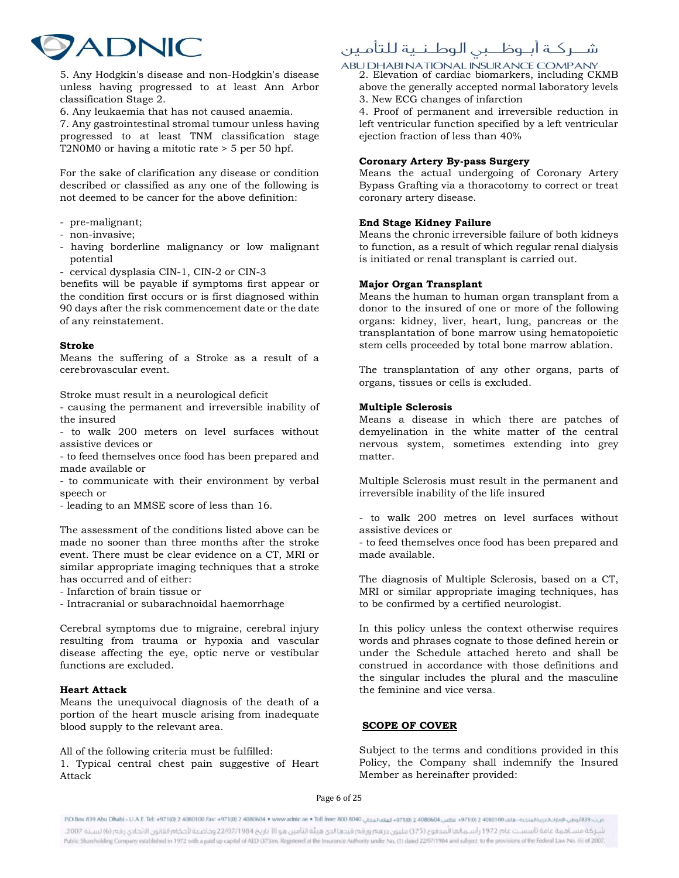5. Any Hodgkin's disease and non-Hodgkin's disease unless having progressed to at least Ann Arbor classification Stage 2.
6. Any leukaemia that has not caused anaemia.
7. Any gastrointestinal stromal tumour unless having progressed to at least TNM classification stage T2N0M0 or having a mitotic rate > 5 per 50 hpf.

For the sake of clarification any disease or condition described or classified as any one of the following is not deemed to be cancer for the above definition:

- pre-malignant;
- non-invasive;
- having borderline malignancy or low malignant potential
- cervical dysplasia CIN-1, CIN-2 or CIN-3

benefits will be payable if symptoms first appear or the condition first occurs or is first diagnosed within 90 days after the risk commencement date or the date of any reinstatement.

**Stroke**
Means the suffering of a Stroke as a result of a cerebrovascular event.

Stroke must result in a neurological deficit
- causing the permanent and irreversible inability of the insured
- to walk 200 meters on level surfaces without assistive devices or
- to feed themselves once food has been prepared and made available or
- to communicate with their environment by verbal speech or
- leading to an MMSE score of less than 16.

The assessment of the conditions listed above can be made no sooner than three months after the stroke event. There must be clear evidence on a CT, MRI or similar appropriate imaging techniques that a stroke has occurred and of either:
- Infarction of brain tissue or
- Intracranial or subarachnoidal haemorrhage

Cerebral symptoms due to migraine, cerebral injury resulting from trauma or hypoxia and vascular disease affecting the eye, optic nerve or vestibular functions are excluded.

**Heart Attack**
Means the unequivocal diagnosis of the death of a portion of the heart muscle arising from inadequate blood supply to the relevant area.

All of the following criteria must be fulfilled:
1. Typical central chest pain suggestive of Heart Attack
2. Elevation of cardiac biomarkers, including CKMB above the generally accepted normal laboratory levels
3. New ECG changes of infarction
4. Proof of permanent and irreversible reduction in left ventricular function specified by a left ventricular ejection fraction of less than 40%

**Coronary Artery By-pass Surgery**
Means the actual undergoing of Coronary Artery Bypass Grafting via a thoracotomy to correct or treat coronary artery disease.

**End Stage Kidney Failure**
Means the chronic irreversible failure of both kidneys to function, as a result of which regular renal dialysis is initiated or renal transplant is carried out.

**Major Organ Transplant**
Means the human to human organ transplant from a donor to the insured of one or more of the following organs: kidney, liver, heart, lung, pancreas or the transplantation of bone marrow using hematopoietic stem cells proceeded by total bone marrow ablation.

The transplantation of any other organs, parts of organs, tissues or cells is excluded.

**Multiple Sclerosis**
Means a disease in which there are patches of demyelination in the white matter of the central nervous system, sometimes extending into grey matter.

Multiple Sclerosis must result in the permanent and irreversible inability of the life insured

- to walk 200 metres on level surfaces without assistive devices or
- to feed themselves once food has been prepared and made available.

The diagnosis of Multiple Sclerosis, based on a CT, MRI or similar appropriate imaging techniques, has to be confirmed by a certified neurologist.

In this policy unless the context otherwise requires words and phrases cognate to those defined herein or under the Schedule attached hereto and shall be construed in accordance with those definitions and the singular includes the plural and the masculine the feminine and vice versa.

## SCOPE OF COVER

Subject to the terms and conditions provided in this Policy, the Company shall indemnify the Insured Member as hereinafter provided: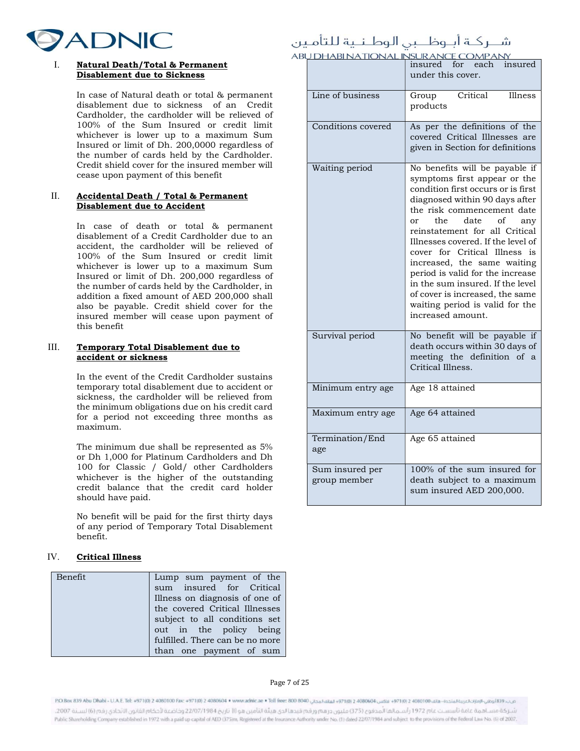I. **Natural Death/Total & Permanent Disablement due to Sickness**

In case of Natural death or total & permanent disablement due to sickness of an Credit Cardholder, the cardholder will be relieved of 100% of the Sum Insured or credit limit whichever is lower up to a maximum Sum Insured or limit of Dh. 200,0000 regardless of the number of cards held by the Cardholder. Credit shield cover for the insured member will cease upon payment of this benefit

II. **Accidental Death / Total & Permanent Disablement due to Accident**

In case of death or total & permanent disablement of a Credit Cardholder due to an accident, the cardholder will be relieved of 100% of the Sum Insured or credit limit whichever is lower up to a maximum Sum Insured or limit of Dh. 200,000 regardless of the number of cards held by the Cardholder, in addition a fixed amount of AED 200,000 shall also be payable. Credit shield cover for the insured member will cease upon payment of this benefit

III. **Temporary Total Disablement due to accident or sickness**

In the event of the Credit Cardholder sustains temporary total disablement due to accident or sickness, the cardholder will be relieved from the minimum obligations due on his credit card for a period not exceeding three months as maximum.

The minimum due shall be represented as 5% or Dh 1,000 for Platinum Cardholders and Dh 100 for Classic / Gold/ other Cardholders whichever is the higher of the outstanding credit balance that the credit card holder should have paid.

No benefit will be paid for the first thirty days of any period of Temporary Total Disablement benefit.

IV. **Critical Illness**

| | |
|---|---|
| Benefit | Lump sum payment of the sum insured for Critical Illness on diagnosis of one of the covered Critical Illnesses subject to all conditions set out in the policy being fulfilled. There can be no more than one payment of sum insured for each insured under this cover. |
| Line of business | Group Critical Illness products |
| Conditions covered | As per the definitions of the covered Critical Illnesses are given in Section for definitions |
| Waiting period | No benefits will be payable if symptoms first appear or the condition first occurs or is first diagnosed within 90 days after the risk commencement date or the date of any reinstatement for all Critical Illnesses covered. If the level of cover for Critical Illness is increased, the same waiting period is valid for the increase in the sum insured. If the level of cover is increased, the same waiting period is valid for the increased amount. |
| Survival period | No benefit will be payable if death occurs within 30 days of meeting the definition of a Critical Illness. |
| Minimum entry age | Age 18 attained |
| Maximum entry age | Age 64 attained |
| Termination/End age | Age 65 attained |
| Sum insured per group member | 100% of the sum insured for death subject to a maximum sum insured AED 200,000. |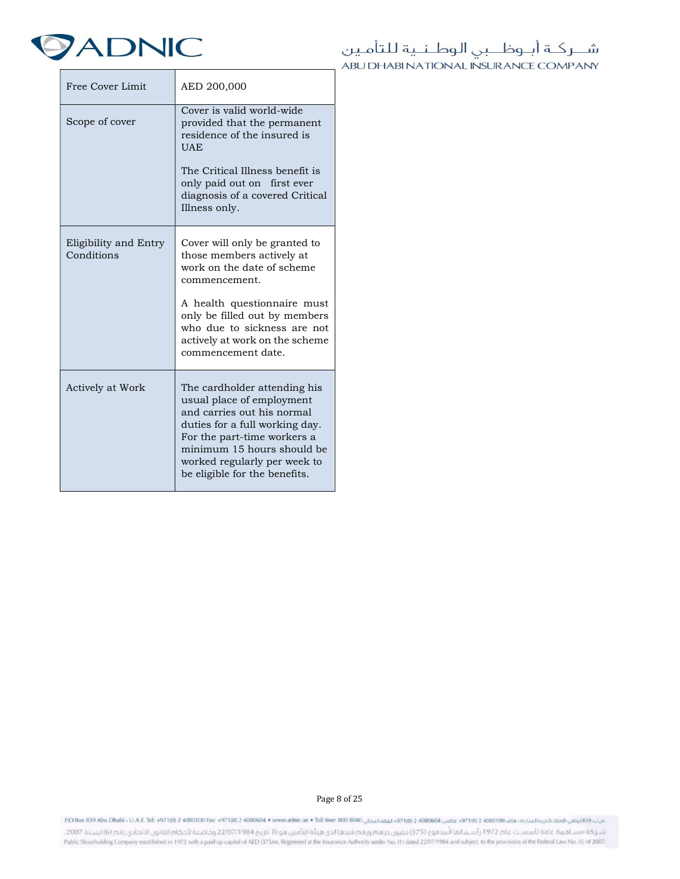| | |
|---|---|
| Free Cover Limit | AED 200,000 |
| Scope of cover | Cover is valid world-wide provided that the permanent residence of the insured is UAE<br><br>The Critical Illness benefit is only paid out on first ever diagnosis of a covered Critical Illness only. |
| Eligibility and Entry Conditions | Cover will only be granted to those members actively at work on the date of scheme commencement.<br><br>A health questionnaire must only be filled out by members who due to sickness are not actively at work on the scheme commencement date. |
| Actively at Work | The cardholder attending his usual place of employment and carries out his normal duties for a full working day. For the part-time workers a minimum 15 hours should be worked regularly per week to be eligible for the benefits. |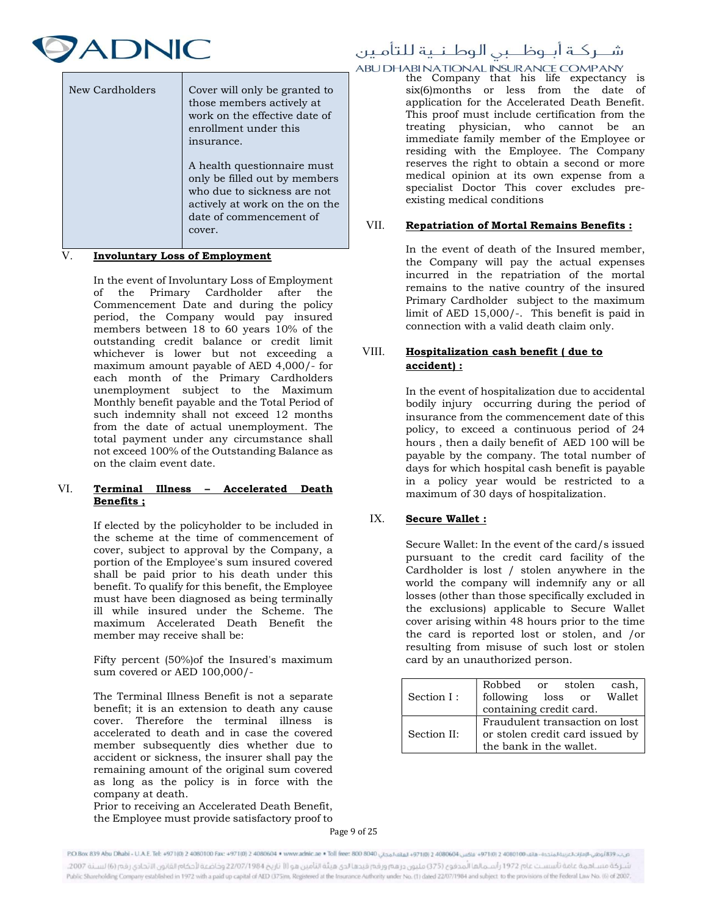| New Cardholders | Cover will only be granted to those members actively at work on the effective date of enrollment under this insurance.<br><br>A health questionnaire must only be filled out by members who due to sickness are not actively at work on the on the date of commencement of cover. |
|---|---|

V. **Involuntary Loss of Employment**

In the event of Involuntary Loss of Employment of the Primary Cardholder after the Commencement Date and during the policy period, the Company would pay insured members between 18 to 60 years 10% of the outstanding credit balance or credit limit whichever is lower but not exceeding a maximum amount payable of AED 4,000/- for each month of the Primary Cardholders unemployment subject to the Maximum Monthly benefit payable and the Total Period of such indemnity shall not exceed 12 months from the date of actual unemployment. The total payment under any circumstance shall not exceed 100% of the Outstanding Balance as on the claim event date.

VI. **Terminal Illness – Accelerated Death Benefits ;**

If elected by the policyholder to be included in the scheme at the time of commencement of cover, subject to approval by the Company, a portion of the Employee's sum insured covered shall be paid prior to his death under this benefit. To qualify for this benefit, the Employee must have been diagnosed as being terminally ill while insured under the Scheme. The maximum Accelerated Death Benefit the member may receive shall be:

Fifty percent (50%)of the Insured's maximum sum covered or AED 100,000/-

The Terminal Illness Benefit is not a separate benefit; it is an extension to death any cause cover. Therefore the terminal illness is accelerated to death and in case the covered member subsequently dies whether due to accident or sickness, the insurer shall pay the remaining amount of the original sum covered as long as the policy is in force with the company at death.
Prior to receiving an Accelerated Death Benefit, the Employee must provide satisfactory proof to the Company that his life expectancy is six(6)months or less from the date of application for the Accelerated Death Benefit. This proof must include certification from the treating physician, who cannot be an immediate family member of the Employee or residing with the Employee. The Company reserves the right to obtain a second or more medical opinion at its own expense from a specialist Doctor This cover excludes pre-existing medical conditions

VII. **Repatriation of Mortal Remains Benefits :**

In the event of death of the Insured member, the Company will pay the actual expenses incurred in the repatriation of the mortal remains to the native country of the insured Primary Cardholder subject to the maximum limit of AED 15,000/-. This benefit is paid in connection with a valid death claim only.

VIII. **Hospitalization cash benefit ( due to accident) :**

In the event of hospitalization due to accidental bodily injury occurring during the period of insurance from the commencement date of this policy, to exceed a continuous period of 24 hours , then a daily benefit of AED 100 will be payable by the company. The total number of days for which hospital cash benefit is payable in a policy year would be restricted to a maximum of 30 days of hospitalization.

IX. **Secure Wallet :**

Secure Wallet: In the event of the card/s issued pursuant to the credit card facility of the Cardholder is lost / stolen anywhere in the world the company will indemnify any or all losses (other than those specifically excluded in the exclusions) applicable to Secure Wallet cover arising within 48 hours prior to the time the card is reported lost or stolen, and /or resulting from misuse of such lost or stolen card by an unauthorized person.

| Section I : | Robbed or stolen cash, following loss or Wallet containing credit card. |
|---|---|
| Section II: | Fraudulent transaction on lost or stolen credit card issued by the bank in the wallet. |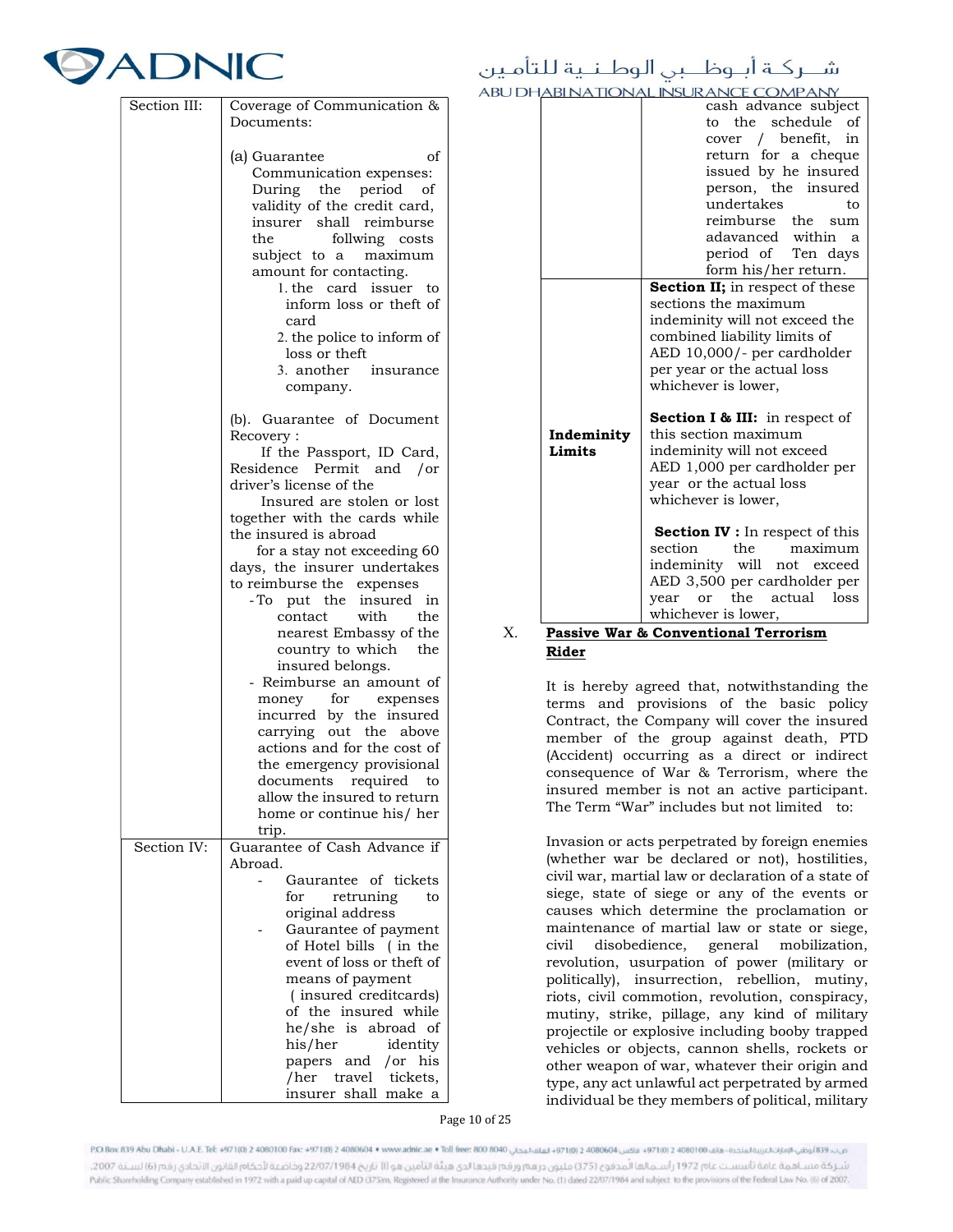| | |
|---|---|
| Section III: | Coverage of Communication & Documents:<br><br>(a) Guarantee of Communication expenses: During the period of validity of the credit card, insurer shall reimburse the follwing costs subject to a maximum amount for contacting.<br>1. the card issuer to inform loss or theft of card<br>2. the police to inform of loss or theft<br>3. another insurance company.<br><br>(b). Guarantee of Document Recovery :<br>If the Passport, ID Card, Residence Permit and /or driver's license of the Insured are stolen or lost together with the cards while the insured is abroad for a stay not exceeding 60 days, the insurer undertakes to reimburse the expenses<br>- To put the insured in contact with the nearest Embassy of the country to which the insured belongs.<br>- Reimburse an amount of money for expenses incurred by the insured carrying out the above actions and for the cost of the emergency provisional documents required to allow the insured to return home or continue his/ her trip. |
| Section IV: | Guarantee of Cash Advance if Abroad.<br>- Gaurantee of tickets for retruning to original address<br>- Gaurantee of payment of Hotel bills ( in the event of loss or theft of means of payment ( insured creditcards) of the insured while he/she is abroad of his/her identity papers and /or his /her travel tickets, insurer shall make a cash advance subject to the schedule of cover / benefit, in return for a cheque issued by he insured person, the insured undertakes to reimburse the sum adavanced within a period of Ten days form his/her return. |
| **Indeminity Limits** | **Section II;** in respect of these sections the maximum indeminity will not exceed the combined liability limits of AED 10,000/- per cardholder per year or the actual loss whichever is lower,<br><br>**Section I & III:** in respect of this section maximum indeminity will not exceed AED 1,000 per cardholder per year or the actual loss whichever is lower,<br><br>**Section IV :** In respect of this section the maximum indeminity will not exceed AED 3,500 per cardholder per year or the actual loss whichever is lower, |

X. **Passive War & Conventional Terrorism Rider**

It is hereby agreed that, notwithstanding the terms and provisions of the basic policy Contract, the Company will cover the insured member of the group against death, PTD (Accident) occurring as a direct or indirect consequence of War & Terrorism, where the insured member is not an active participant. The Term "War" includes but not limited to:

Invasion or acts perpetrated by foreign enemies (whether war be declared or not), hostilities, civil war, martial law or declaration of a state of siege, state of siege or any of the events or causes which determine the proclamation or maintenance of martial law or state or siege, civil disobedience, general mobilization, revolution, usurpation of power (military or politically), insurrection, rebellion, mutiny, riots, civil commotion, revolution, conspiracy, mutiny, strike, pillage, any kind of military projectile or explosive including booby trapped vehicles or objects, cannon shells, rockets or other weapon of war, whatever their origin and type, any act unlawful act perpetrated by armed individual be they members of political, military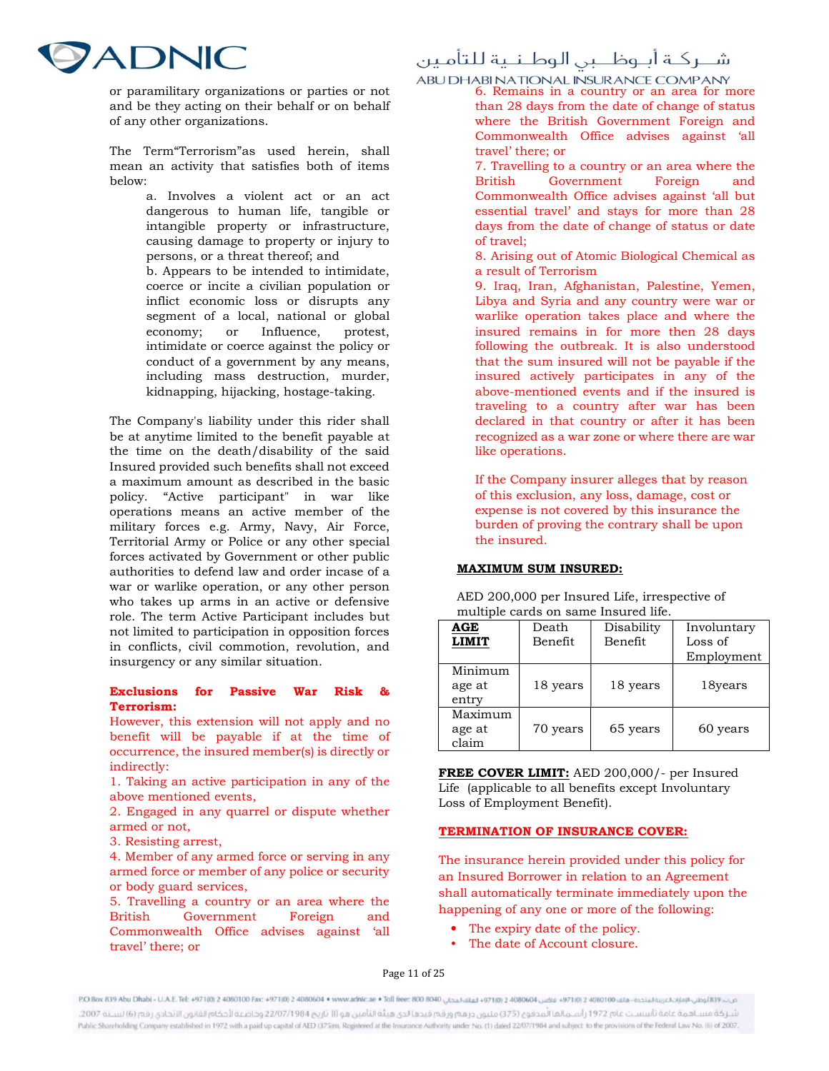or paramilitary organizations or parties or not and be they acting on their behalf or on behalf of any other organizations.

The Term"Terrorism"as used herein, shall mean an activity that satisfies both of items below:

a. Involves a violent act or an act dangerous to human life, tangible or intangible property or infrastructure, causing damage to property or injury to persons, or a threat thereof; and

b. Appears to be intended to intimidate, coerce or incite a civilian population or inflict economic loss or disrupts any segment of a local, national or global economy; or Influence, protest, intimidate or coerce against the policy or conduct of a government by any means, including mass destruction, murder, kidnapping, hijacking, hostage-taking.

The Company's liability under this rider shall be at anytime limited to the benefit payable at the time on the death/disability of the said Insured provided such benefits shall not exceed a maximum amount as described in the basic policy. "Active participant" in war like operations means an active member of the military forces e.g. Army, Navy, Air Force, Territorial Army or Police or other special forces activated by Government or other public authorities to defend law and order incase of a war or warlike operation, or any other person who takes up arms in an active or defensive role. The term Active Participant includes but not limited to participation in opposition forces in conflicts, civil commotion, revolution, and insurgency or any similar situation.

**Exclusions for Passive War Risk & Terrorism:**

However, this extension will not apply and no benefit will be payable if at the time of occurrence, the insured member(s) is directly or indirectly:

1. Taking an active participation in any of the above mentioned events,
2. Engaged in any quarrel or dispute whether armed or not,
3. Resisting arrest,
4. Member of any armed force or serving in any armed force or member of any police or security or body guard services,
5. Travelling a country or an area where the British Government Foreign and Commonwealth Office advises against 'all travel' there; or
6. Remains in a country or an area for more than 28 days from the date of change of status where the British Government Foreign and Commonwealth Office advises against 'all travel' there; or
7. Travelling to a country or an area where the British Government Foreign and Commonwealth Office advises against 'all but essential travel' and stays for more than 28 days from the date of change of status or date of travel;
8. Arising out of Atomic Biological Chemical as a result of Terrorism
9. Iraq, Iran, Afghanistan, Palestine, Yemen, Libya and Syria and any country were war or warlike operation takes place and where the insured remains in for more then 28 days following the outbreak. It is also understood that the sum insured will not be payable if the insured actively participates in any of the above-mentioned events and if the insured is traveling to a country after war has been declared in that country or after it has been recognized as a war zone or where there are war like operations.

If the Company insurer alleges that by reason of this exclusion, any loss, damage, cost or expense is not covered by this insurance the burden of proving the contrary shall be upon the insured.

**MAXIMUM SUM INSURED:**

AED 200,000 per Insured Life, irrespective of multiple cards on same Insured life.

| **AGE LIMIT** | Death Benefit | Disability Benefit | Involuntary Loss of Employment |
|---|---|---|---|
| Minimum age at entry | 18 years | 18 years | 18years |
| Maximum age at claim | 70 years | 65 years | 60 years |

**FREE COVER LIMIT:** AED 200,000/- per Insured Life (applicable to all benefits except Involuntary Loss of Employment Benefit).

**TERMINATION OF INSURANCE COVER:**

The insurance herein provided under this policy for an Insured Borrower in relation to an Agreement shall automatically terminate immediately upon the happening of any one or more of the following:

- The expiry date of the policy.
- The date of Account closure.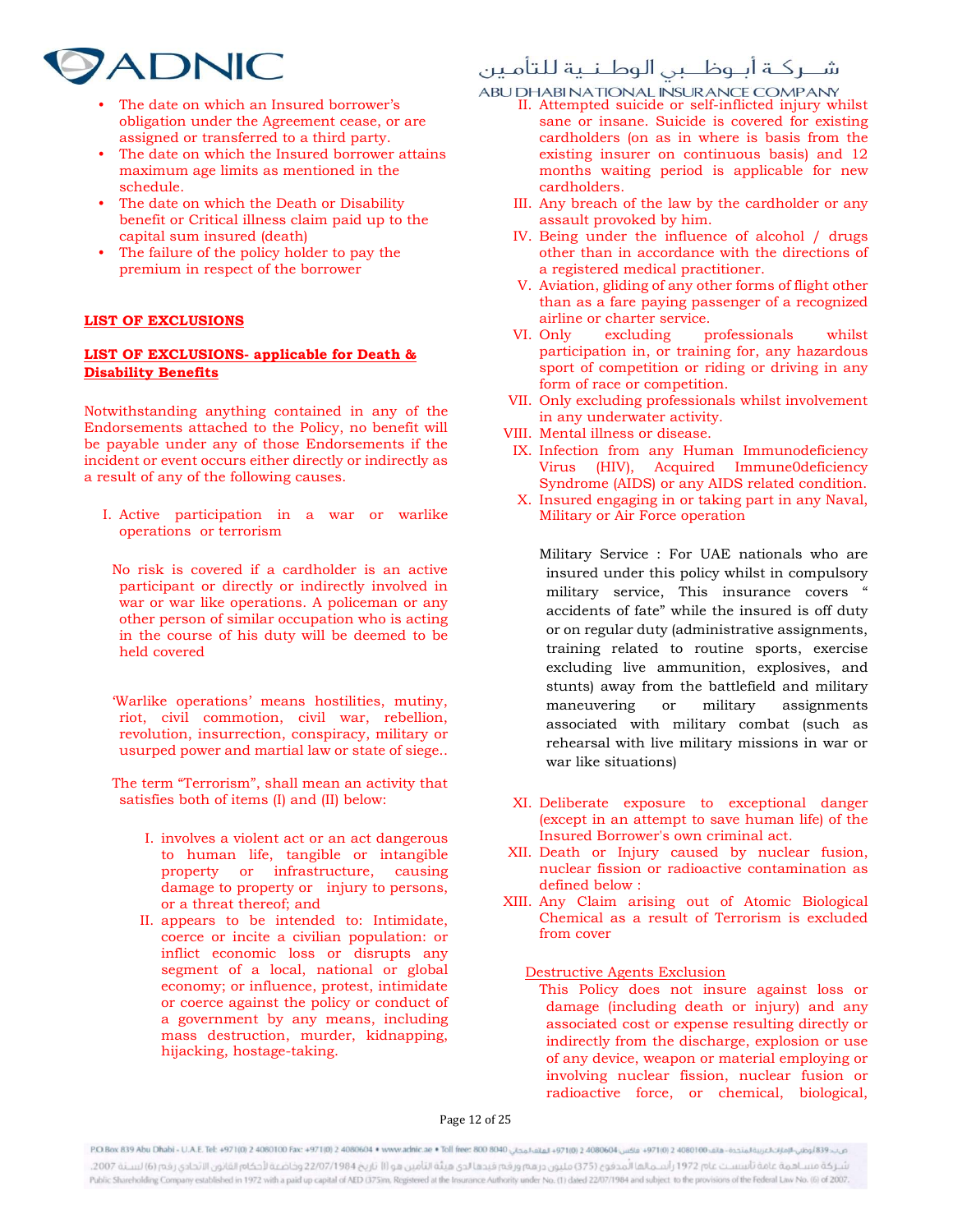- The date on which an Insured borrower's obligation under the Agreement cease, or are assigned or transferred to a third party.
- The date on which the Insured borrower attains maximum age limits as mentioned in the schedule.
- The date on which the Death or Disability benefit or Critical illness claim paid up to the capital sum insured (death)
- The failure of the policy holder to pay the premium in respect of the borrower

## LIST OF EXCLUSIONS

### LIST OF EXCLUSIONS- applicable for Death & Disability Benefits

Notwithstanding anything contained in any of the Endorsements attached to the Policy, no benefit will be payable under any of those Endorsements if the incident or event occurs either directly or indirectly as a result of any of the following causes.

I. Active participation in a war or warlike operations or terrorism

No risk is covered if a cardholder is an active participant or directly or indirectly involved in war or war like operations. A policeman or any other person of similar occupation who is acting in the course of his duty will be deemed to be held covered

'Warlike operations' means hostilities, mutiny, riot, civil commotion, civil war, rebellion, revolution, insurrection, conspiracy, military or usurped power and martial law or state of siege..

The term "Terrorism", shall mean an activity that satisfies both of items (I) and (II) below:

I. involves a violent act or an act dangerous to human life, tangible or intangible property or infrastructure, causing damage to property or injury to persons, or a threat thereof; and
II. appears to be intended to: Intimidate, coerce or incite a civilian population: or inflict economic loss or disrupts any segment of a local, national or global economy; or influence, protest, intimidate or coerce against the policy or conduct of a government by any means, including mass destruction, murder, kidnapping, hijacking, hostage-taking.

II. Attempted suicide or self-inflicted injury whilst sane or insane. Suicide is covered for existing cardholders (on as in where is basis from the existing insurer on continuous basis) and 12 months waiting period is applicable for new cardholders.
III. Any breach of the law by the cardholder or any assault provoked by him.
IV. Being under the influence of alcohol / drugs other than in accordance with the directions of a registered medical practitioner.
V. Aviation, gliding of any other forms of flight other than as a fare paying passenger of a recognized airline or charter service.
VI. Only excluding professionals whilst participation in, or training for, any hazardous sport of competition or riding or driving in any form of race or competition.
VII. Only excluding professionals whilst involvement in any underwater activity.
VIII. Mental illness or disease.
IX. Infection from any Human Immunodeficiency Virus (HIV), Acquired Immune0deficiency Syndrome (AIDS) or any AIDS related condition.
X. Insured engaging in or taking part in any Naval, Military or Air Force operation

Military Service : For UAE nationals who are insured under this policy whilst in compulsory military service, This insurance covers " accidents of fate" while the insured is off duty or on regular duty (administrative assignments, training related to routine sports, exercise excluding live ammunition, explosives, and stunts) away from the battlefield and military maneuvering or military assignments associated with military combat (such as rehearsal with live military missions in war or war like situations)

XI. Deliberate exposure to exceptional danger (except in an attempt to save human life) of the Insured Borrower's own criminal act.
XII. Death or Injury caused by nuclear fusion, nuclear fission or radioactive contamination as defined below :
XIII. Any Claim arising out of Atomic Biological Chemical as a result of Terrorism is excluded from cover

Destructive Agents Exclusion

This Policy does not insure against loss or damage (including death or injury) and any associated cost or expense resulting directly or indirectly from the discharge, explosion or use of any device, weapon or material employing or involving nuclear fission, nuclear fusion or radioactive force, or chemical, biological,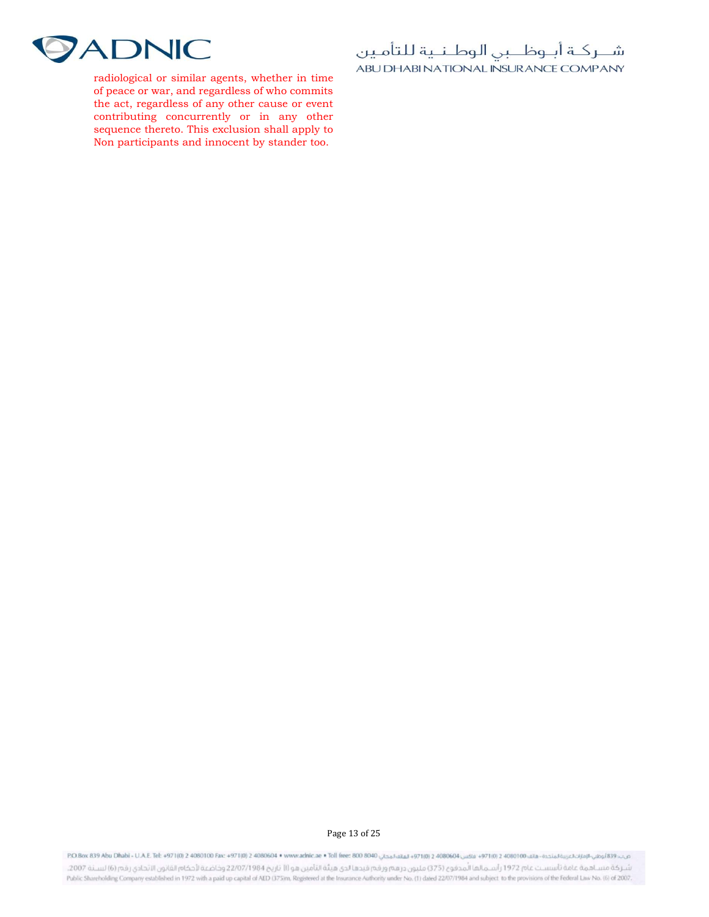radiological or similar agents, whether in time of peace or war, and regardless of who commits the act, regardless of any other cause or event contributing concurrently or in any other sequence thereto. This exclusion shall apply to Non participants and innocent by stander too.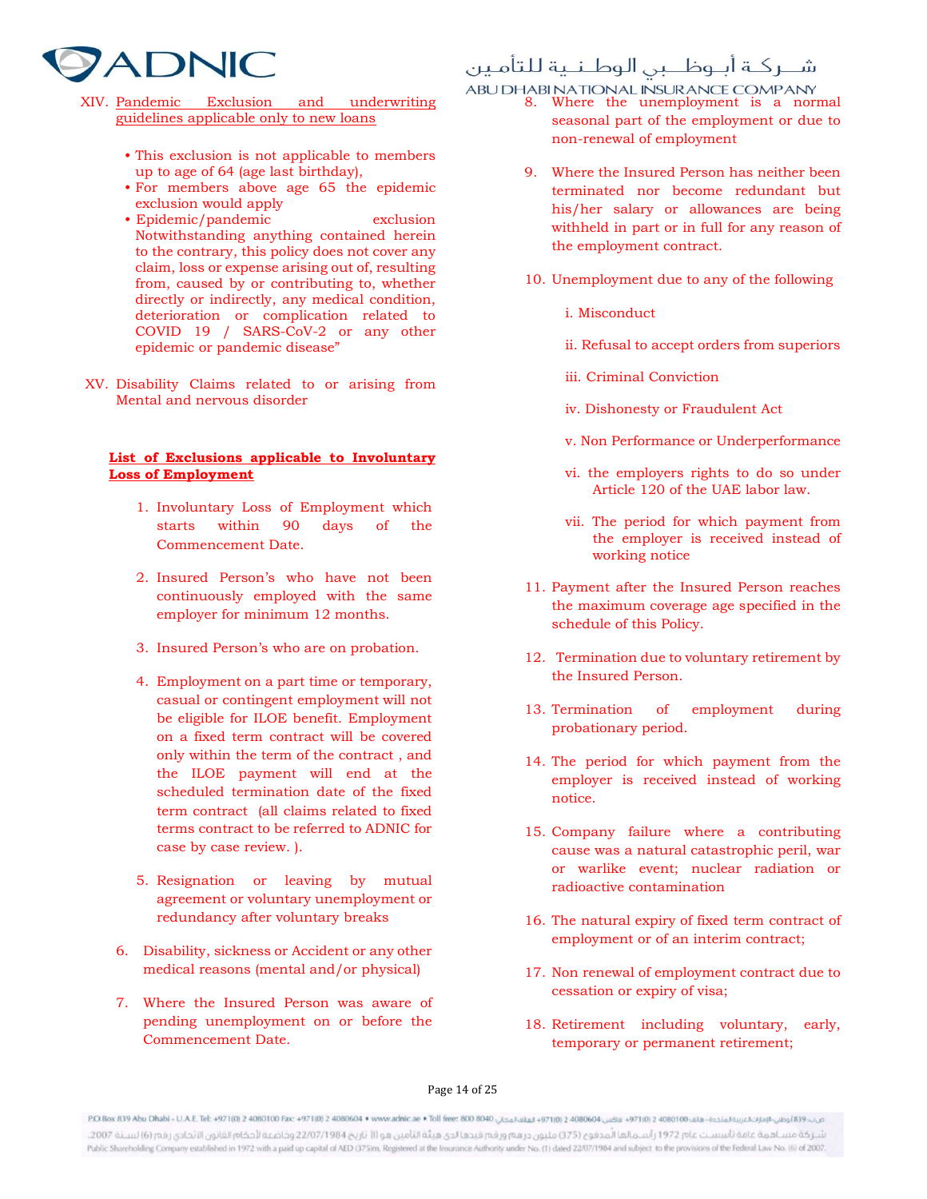XIV. <u>Pandemic Exclusion and underwriting guidelines applicable only to new loans</u>

- This exclusion is not applicable to members up to age of 64 (age last birthday),
- For members above age 65 the epidemic exclusion would apply
- Epidemic/pandemic exclusion Notwithstanding anything contained herein to the contrary, this policy does not cover any claim, loss or expense arising out of, resulting from, caused by or contributing to, whether directly or indirectly, any medical condition, deterioration or complication related to COVID 19 / SARS-CoV-2 or any other epidemic or pandemic disease"

XV. Disability Claims related to or arising from Mental and nervous disorder

**<u>List of Exclusions applicable to Involuntary Loss of Employment</u>**

1. Involuntary Loss of Employment which starts within 90 days of the Commencement Date.
2. Insured Person's who have not been continuously employed with the same employer for minimum 12 months.
3. Insured Person's who are on probation.
4. Employment on a part time or temporary, casual or contingent employment will not be eligible for ILOE benefit. Employment on a fixed term contract will be covered only within the term of the contract , and the ILOE payment will end at the scheduled termination date of the fixed term contract (all claims related to fixed terms contract to be referred to ADNIC for case by case review. ).
5. Resignation or leaving by mutual agreement or voluntary unemployment or redundancy after voluntary breaks
6. Disability, sickness or Accident or any other medical reasons (mental and/or physical)
7. Where the Insured Person was aware of pending unemployment on or before the Commencement Date.
8. Where the unemployment is a normal seasonal part of the employment or due to non-renewal of employment
9. Where the Insured Person has neither been terminated nor become redundant but his/her salary or allowances are being withheld in part or in full for any reason of the employment contract.
10. Unemployment due to any of the following
    - i. Misconduct
    - ii. Refusal to accept orders from superiors
    - iii. Criminal Conviction
    - iv. Dishonesty or Fraudulent Act
    - v. Non Performance or Underperformance
    - vi. the employers rights to do so under Article 120 of the UAE labor law.
    - vii. The period for which payment from the employer is received instead of working notice
11. Payment after the Insured Person reaches the maximum coverage age specified in the schedule of this Policy.
12. Termination due to voluntary retirement by the Insured Person.
13. Termination of employment during probationary period.
14. The period for which payment from the employer is received instead of working notice.
15. Company failure where a contributing cause was a natural catastrophic peril, war or warlike event; nuclear radiation or radioactive contamination
16. The natural expiry of fixed term contract of employment or of an interim contract;
17. Non renewal of employment contract due to cessation or expiry of visa;
18. Retirement including voluntary, early, temporary or permanent retirement;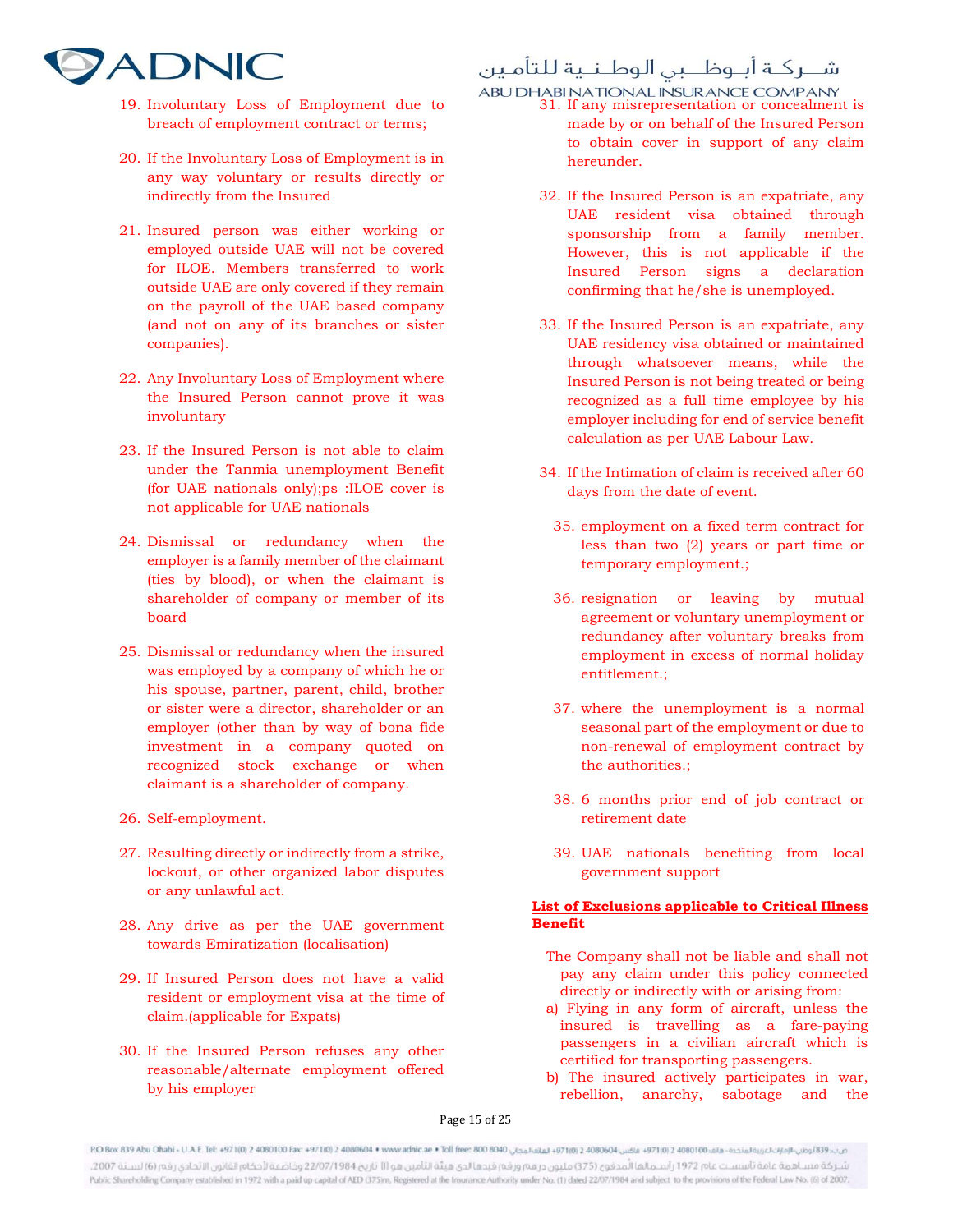19. Involuntary Loss of Employment due to breach of employment contract or terms;

20. If the Involuntary Loss of Employment is in any way voluntary or results directly or indirectly from the Insured

21. Insured person was either working or employed outside UAE will not be covered for ILOE. Members transferred to work outside UAE are only covered if they remain on the payroll of the UAE based company (and not on any of its branches or sister companies).

22. Any Involuntary Loss of Employment where the Insured Person cannot prove it was involuntary

23. If the Insured Person is not able to claim under the Tanmia unemployment Benefit (for UAE nationals only);ps :ILOE cover is not applicable for UAE nationals

24. Dismissal or redundancy when the employer is a family member of the claimant (ties by blood), or when the claimant is shareholder of company or member of its board

25. Dismissal or redundancy when the insured was employed by a company of which he or his spouse, partner, parent, child, brother or sister were a director, shareholder or an employer (other than by way of bona fide investment in a company quoted on recognized stock exchange or when claimant is a shareholder of company.

26. Self-employment.

27. Resulting directly or indirectly from a strike, lockout, or other organized labor disputes or any unlawful act.

28. Any drive as per the UAE government towards Emiratization (localisation)

29. If Insured Person does not have a valid resident or employment visa at the time of claim.(applicable for Expats)

30. If the Insured Person refuses any other reasonable/alternate employment offered by his employer

31. If any misrepresentation or concealment is made by or on behalf of the Insured Person to obtain cover in support of any claim hereunder.

32. If the Insured Person is an expatriate, any UAE resident visa obtained through sponsorship from a family member. However, this is not applicable if the Insured Person signs a declaration confirming that he/she is unemployed.

33. If the Insured Person is an expatriate, any UAE residency visa obtained or maintained through whatsoever means, while the Insured Person is not being treated or being recognized as a full time employee by his employer including for end of service benefit calculation as per UAE Labour Law.

34. If the Intimation of claim is received after 60 days from the date of event.

35. employment on a fixed term contract for less than two (2) years or part time or temporary employment.;

36. resignation or leaving by mutual agreement or voluntary unemployment or redundancy after voluntary breaks from employment in excess of normal holiday entitlement.;

37. where the unemployment is a normal seasonal part of the employment or due to non-renewal of employment contract by the authorities.;

38. 6 months prior end of job contract or retirement date

39. UAE nationals benefiting from local government support

**List of Exclusions applicable to Critical Illness Benefit**

The Company shall not be liable and shall not pay any claim under this policy connected directly or indirectly with or arising from:

a) Flying in any form of aircraft, unless the insured is travelling as a fare-paying passengers in a civilian aircraft which is certified for transporting passengers.

b) The insured actively participates in war, rebellion, anarchy, sabotage and the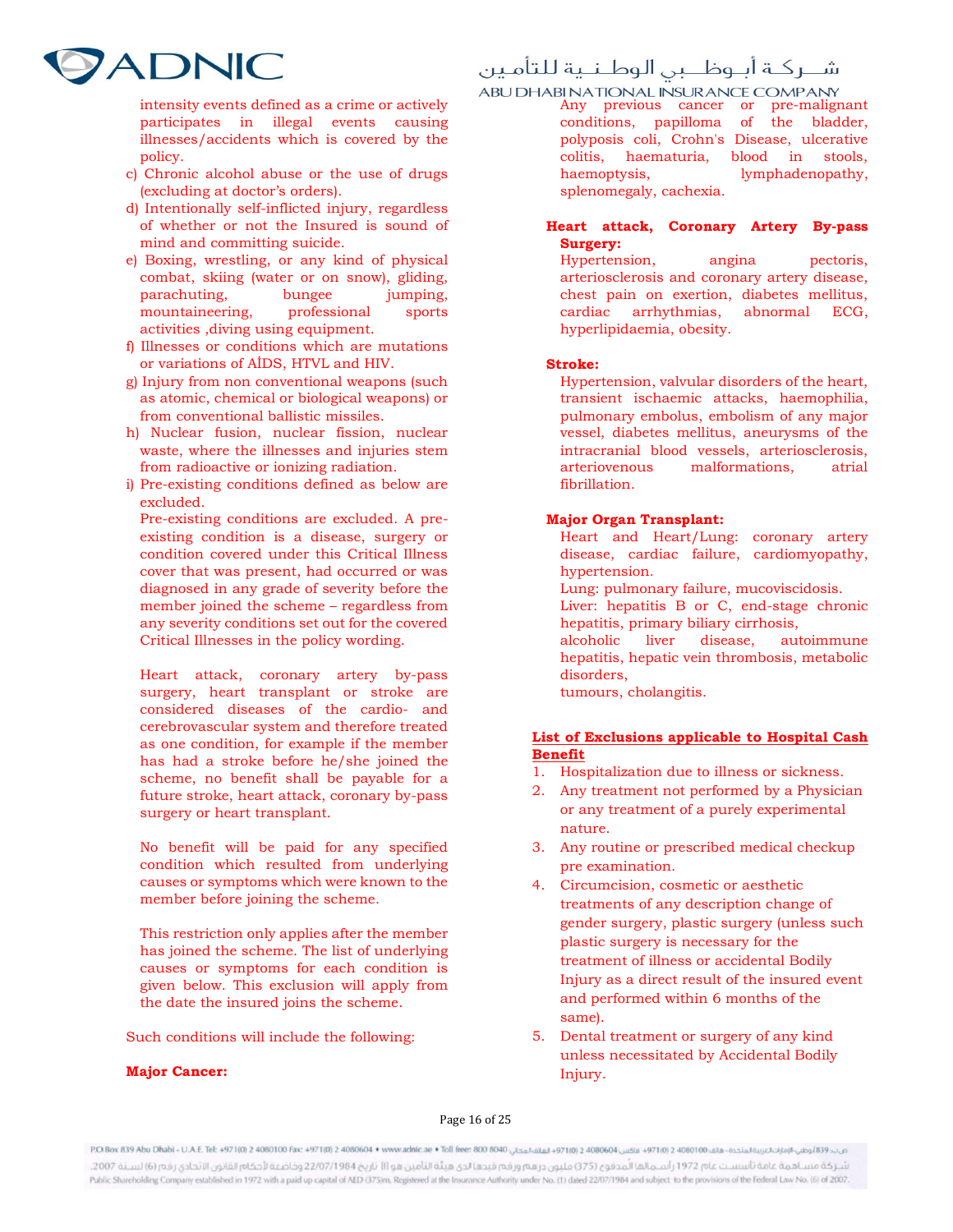intensity events defined as a crime or actively participates in illegal events causing illnesses/accidents which is covered by the policy.

c) Chronic alcohol abuse or the use of drugs (excluding at doctor's orders).
d) Intentionally self-inflicted injury, regardless of whether or not the Insured is sound of mind and committing suicide.
e) Boxing, wrestling, or any kind of physical combat, skiing (water or on snow), gliding, parachuting, bungee jumping, mountaineering, professional sports activities ,diving using equipment.
f) Illnesses or conditions which are mutations or variations of AİDS, HTVL and HIV.
g) Injury from non conventional weapons (such as atomic, chemical or biological weapons) or from conventional ballistic missiles.
h) Nuclear fusion, nuclear fission, nuclear waste, where the illnesses and injuries stem from radioactive or ionizing radiation.
i) Pre-existing conditions defined as below are excluded.

Pre-existing conditions are excluded. A pre-existing condition is a disease, surgery or condition covered under this Critical Illness cover that was present, had occurred or was diagnosed in any grade of severity before the member joined the scheme – regardless from any severity conditions set out for the covered Critical Illnesses in the policy wording.

Heart attack, coronary artery by-pass surgery, heart transplant or stroke are considered diseases of the cardio- and cerebrovascular system and therefore treated as one condition, for example if the member has had a stroke before he/she joined the scheme, no benefit shall be payable for a future stroke, heart attack, coronary by-pass surgery or heart transplant.

No benefit will be paid for any specified condition which resulted from underlying causes or symptoms which were known to the member before joining the scheme.

This restriction only applies after the member has joined the scheme. The list of underlying causes or symptoms for each condition is given below. This exclusion will apply from the date the insured joins the scheme.

Such conditions will include the following:

**Major Cancer:**

Any previous cancer or pre-malignant conditions, papilloma of the bladder, polyposis coli, Crohn's Disease, ulcerative colitis, haematuria, blood in stools, haemoptysis, lymphadenopathy, splenomegaly, cachexia.

**Heart attack, Coronary Artery By-pass Surgery:**

Hypertension, angina pectoris, arteriosclerosis and coronary artery disease, chest pain on exertion, diabetes mellitus, cardiac arrhythmias, abnormal ECG, hyperlipidaemia, obesity.

**Stroke:**

Hypertension, valvular disorders of the heart, transient ischaemic attacks, haemophilia, pulmonary embolus, embolism of any major vessel, diabetes mellitus, aneurysms of the intracranial blood vessels, arteriosclerosis, arteriovenous malformations, atrial fibrillation.

**Major Organ Transplant:**

Heart and Heart/Lung: coronary artery disease, cardiac failure, cardiomyopathy, hypertension.

Lung: pulmonary failure, mucoviscidosis.

Liver: hepatitis B or C, end-stage chronic hepatitis, primary biliary cirrhosis, alcoholic liver disease, autoimmune hepatitis, hepatic vein thrombosis, metabolic disorders, tumours, cholangitis.

**List of Exclusions applicable to Hospital Cash Benefit**

1. Hospitalization due to illness or sickness.
2. Any treatment not performed by a Physician or any treatment of a purely experimental nature.
3. Any routine or prescribed medical checkup pre examination.
4. Circumcision, cosmetic or aesthetic treatments of any description change of gender surgery, plastic surgery (unless such plastic surgery is necessary for the treatment of illness or accidental Bodily Injury as a direct result of the insured event and performed within 6 months of the same).
5. Dental treatment or surgery of any kind unless necessitated by Accidental Bodily Injury.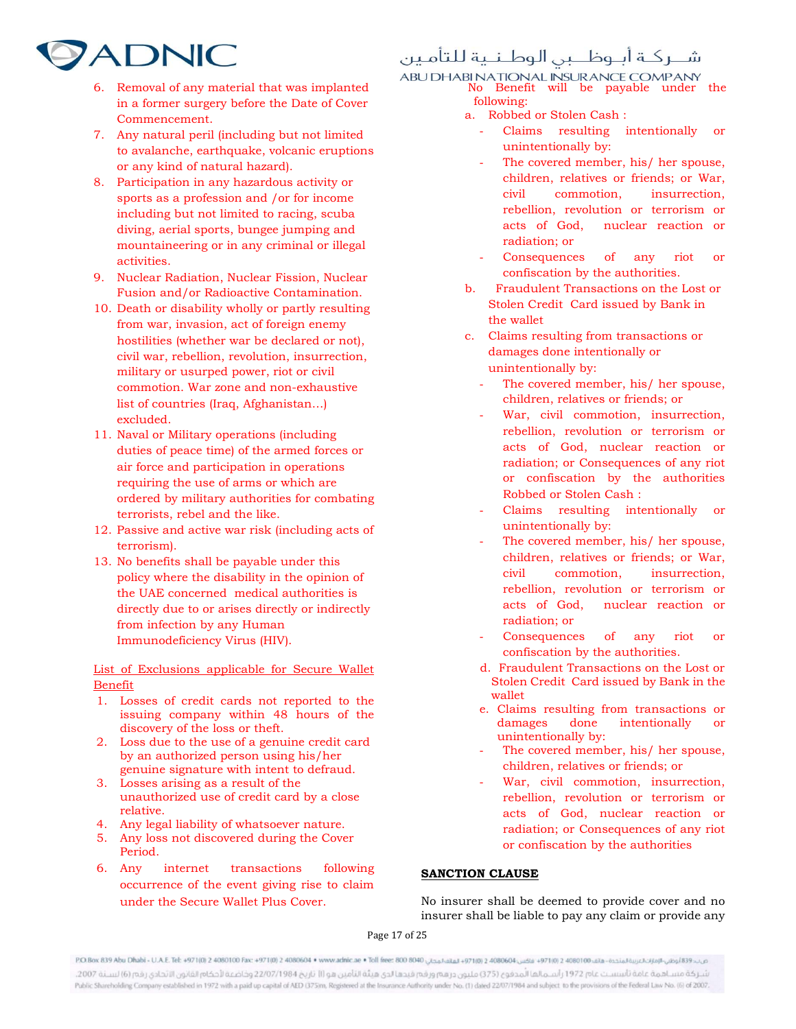6. Removal of any material that was implanted in a former surgery before the Date of Cover Commencement.
7. Any natural peril (including but not limited to avalanche, earthquake, volcanic eruptions or any kind of natural hazard).
8. Participation in any hazardous activity or sports as a profession and /or for income including but not limited to racing, scuba diving, aerial sports, bungee jumping and mountaineering or in any criminal or illegal activities.
9. Nuclear Radiation, Nuclear Fission, Nuclear Fusion and/or Radioactive Contamination.
10. Death or disability wholly or partly resulting from war, invasion, act of foreign enemy hostilities (whether war be declared or not), civil war, rebellion, revolution, insurrection, military or usurped power, riot or civil commotion. War zone and non-exhaustive list of countries (Iraq, Afghanistan…) excluded.
11. Naval or Military operations (including duties of peace time) of the armed forces or air force and participation in operations requiring the use of arms or which are ordered by military authorities for combating terrorists, rebel and the like.
12. Passive and active war risk (including acts of terrorism).
13. No benefits shall be payable under this policy where the disability in the opinion of the UAE concerned medical authorities is directly due to or arises directly or indirectly from infection by any Human Immunodeficiency Virus (HIV).

<u>List of Exclusions applicable for Secure Wallet Benefit</u>

1. Losses of credit cards not reported to the issuing company within 48 hours of the discovery of the loss or theft.
2. Loss due to the use of a genuine credit card by an authorized person using his/her genuine signature with intent to defraud.
3. Losses arising as a result of the unauthorized use of credit card by a close relative.
4. Any legal liability of whatsoever nature.
5. Any loss not discovered during the Cover Period.
6. Any internet transactions following occurrence of the event giving rise to claim under the Secure Wallet Plus Cover.

No Benefit will be payable under the following:

a. Robbed or Stolen Cash :
   - Claims resulting intentionally or unintentionally by:
   - The covered member, his/ her spouse, children, relatives or friends; or War, civil commotion, insurrection, rebellion, revolution or terrorism or acts of God, nuclear reaction or radiation; or
   - Consequences of any riot or confiscation by the authorities.
b. Fraudulent Transactions on the Lost or Stolen Credit Card issued by Bank in the wallet
c. Claims resulting from transactions or damages done intentionally or unintentionally by:
   - The covered member, his/ her spouse, children, relatives or friends; or
   - War, civil commotion, insurrection, rebellion, revolution or terrorism or acts of God, nuclear reaction or radiation; or Consequences of any riot or confiscation by the authorities Robbed or Stolen Cash :
   - Claims resulting intentionally or unintentionally by:
   - The covered member, his/ her spouse, children, relatives or friends; or War, civil commotion, insurrection, rebellion, revolution or terrorism or acts of God, nuclear reaction or radiation; or
   - Consequences of any riot or confiscation by the authorities.
d. Fraudulent Transactions on the Lost or Stolen Credit Card issued by Bank in the wallet
e. Claims resulting from transactions or damages done intentionally or unintentionally by:
   - The covered member, his/ her spouse, children, relatives or friends; or
   - War, civil commotion, insurrection, rebellion, revolution or terrorism or acts of God, nuclear reaction or radiation; or Consequences of any riot or confiscation by the authorities

**<u>SANCTION CLAUSE</u>**

No insurer shall be deemed to provide cover and no insurer shall be liable to pay any claim or provide any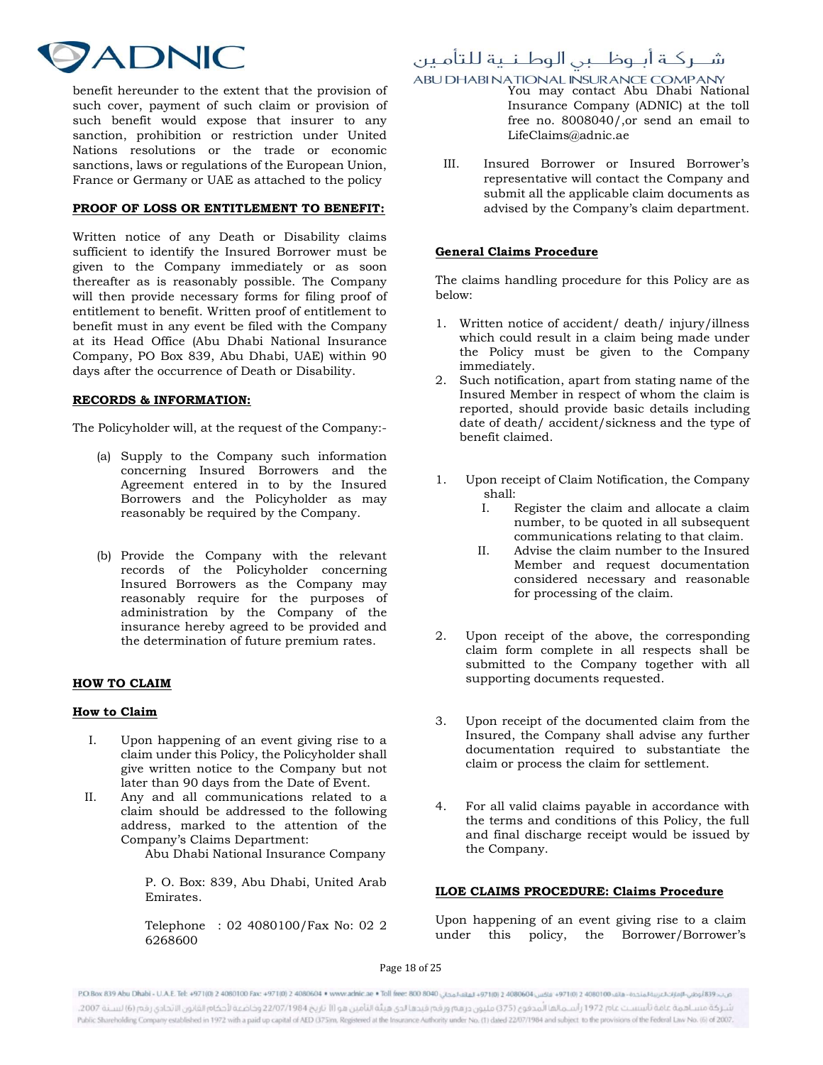benefit hereunder to the extent that the provision of such cover, payment of such claim or provision of such benefit would expose that insurer to any sanction, prohibition or restriction under United Nations resolutions or the trade or economic sanctions, laws or regulations of the European Union, France or Germany or UAE as attached to the policy

**PROOF OF LOSS OR ENTITLEMENT TO BENEFIT:**

Written notice of any Death or Disability claims sufficient to identify the Insured Borrower must be given to the Company immediately or as soon thereafter as is reasonably possible. The Company will then provide necessary forms for filing proof of entitlement to benefit. Written proof of entitlement to benefit must in any event be filed with the Company at its Head Office (Abu Dhabi National Insurance Company, PO Box 839, Abu Dhabi, UAE) within 90 days after the occurrence of Death or Disability.

**RECORDS & INFORMATION:**

The Policyholder will, at the request of the Company:-

(a) Supply to the Company such information concerning Insured Borrowers and the Agreement entered in to by the Insured Borrowers and the Policyholder as may reasonably be required by the Company.

(b) Provide the Company with the relevant records of the Policyholder concerning Insured Borrowers as the Company may reasonably require for the purposes of administration by the Company of the insurance hereby agreed to be provided and the determination of future premium rates.

**HOW TO CLAIM**

**How to Claim**

I. Upon happening of an event giving rise to a claim under this Policy, the Policyholder shall give written notice to the Company but not later than 90 days from the Date of Event.

II. Any and all communications related to a claim should be addressed to the following address, marked to the attention of the Company's Claims Department:

   Abu Dhabi National Insurance Company

   P. O. Box: 839, Abu Dhabi, United Arab Emirates.

   Telephone : 02 4080100/Fax No: 02 2 6268600

   You may contact Abu Dhabi National Insurance Company (ADNIC) at the toll free no. 8008040/,or send an email to LifeClaims@adnic.ae

III. Insured Borrower or Insured Borrower's representative will contact the Company and submit all the applicable claim documents as advised by the Company's claim department.

**General Claims Procedure**

The claims handling procedure for this Policy are as below:

1. Written notice of accident/ death/ injury/illness which could result in a claim being made under the Policy must be given to the Company immediately.
2. Such notification, apart from stating name of the Insured Member in respect of whom the claim is reported, should provide basic details including date of death/ accident/sickness and the type of benefit claimed.

1. Upon receipt of Claim Notification, the Company shall:
   I. Register the claim and allocate a claim number, to be quoted in all subsequent communications relating to that claim.
   II. Advise the claim number to the Insured Member and request documentation considered necessary and reasonable for processing of the claim.

2. Upon receipt of the above, the corresponding claim form complete in all respects shall be submitted to the Company together with all supporting documents requested.

3. Upon receipt of the documented claim from the Insured, the Company shall advise any further documentation required to substantiate the claim or process the claim for settlement.

4. For all valid claims payable in accordance with the terms and conditions of this Policy, the full and final discharge receipt would be issued by the Company.

**ILOE CLAIMS PROCEDURE: Claims Procedure**

Upon happening of an event giving rise to a claim under this policy, the Borrower/Borrower's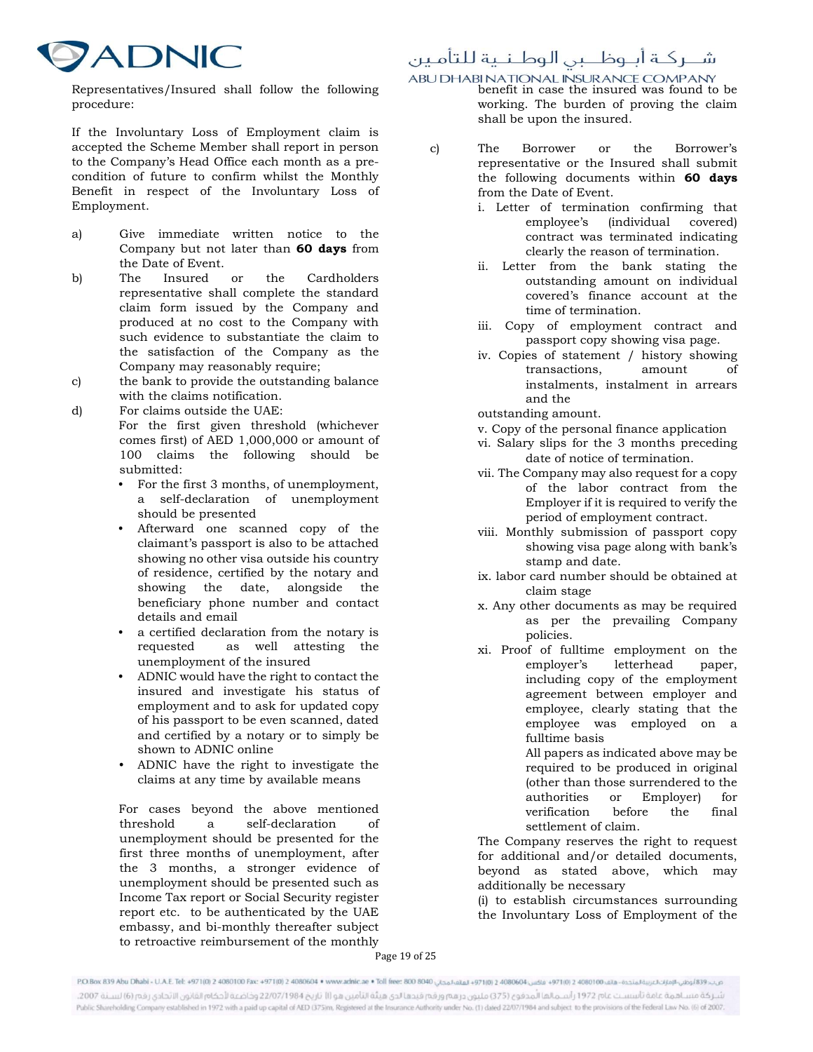Representatives/Insured shall follow the following procedure:

If the Involuntary Loss of Employment claim is accepted the Scheme Member shall report in person to the Company's Head Office each month as a pre-condition of future to confirm whilst the Monthly Benefit in respect of the Involuntary Loss of Employment.

a) Give immediate written notice to the Company but not later than **60 days** from the Date of Event.

b) The Insured or the Cardholders representative shall complete the standard claim form issued by the Company and produced at no cost to the Company with such evidence to substantiate the claim to the satisfaction of the Company as the Company may reasonably require;

c) the bank to provide the outstanding balance with the claims notification.

d) For claims outside the UAE:

For the first given threshold (whichever comes first) of AED 1,000,000 or amount of 100 claims the following should be submitted:

- For the first 3 months, of unemployment, a self-declaration of unemployment should be presented
- Afterward one scanned copy of the claimant's passport is also to be attached showing no other visa outside his country of residence, certified by the notary and showing the date, alongside the beneficiary phone number and contact details and email
- a certified declaration from the notary is requested as well attesting the unemployment of the insured
- ADNIC would have the right to contact the insured and investigate his status of employment and to ask for updated copy of his passport to be even scanned, dated and certified by a notary or to simply be shown to ADNIC online
- ADNIC have the right to investigate the claims at any time by available means

For cases beyond the above mentioned threshold a self-declaration of unemployment should be presented for the first three months of unemployment, after the 3 months, a stronger evidence of unemployment should be presented such as Income Tax report or Social Security register report etc. to be authenticated by the UAE embassy, and bi-monthly thereafter subject to retroactive reimbursement of the monthly benefit in case the insured was found to be working. The burden of proving the claim shall be upon the insured.

c) The Borrower or the Borrower's representative or the Insured shall submit the following documents within **60 days** from the Date of Event.

i. Letter of termination confirming that employee's (individual covered) contract was terminated indicating clearly the reason of termination.

ii. Letter from the bank stating the outstanding amount on individual covered's finance account at the time of termination.

iii. Copy of employment contract and passport copy showing visa page.

iv. Copies of statement / history showing transactions, amount of instalments, instalment in arrears and the outstanding amount.

v. Copy of the personal finance application

vi. Salary slips for the 3 months preceding date of notice of termination.

vii. The Company may also request for a copy of the labor contract from the Employer if it is required to verify the period of employment contract.

viii. Monthly submission of passport copy showing visa page along with bank's stamp and date.

ix. labor card number should be obtained at claim stage

x. Any other documents as may be required as per the prevailing Company policies.

xi. Proof of fulltime employment on the employer's letterhead paper, including copy of the employment agreement between employer and employee, clearly stating that the employee was employed on a fulltime basis

All papers as indicated above may be required to be produced in original (other than those surrendered to the authorities or Employer) for verification before the final settlement of claim.

The Company reserves the right to request for additional and/or detailed documents, beyond as stated above, which may additionally be necessary

(i) to establish circumstances surrounding the Involuntary Loss of Employment of the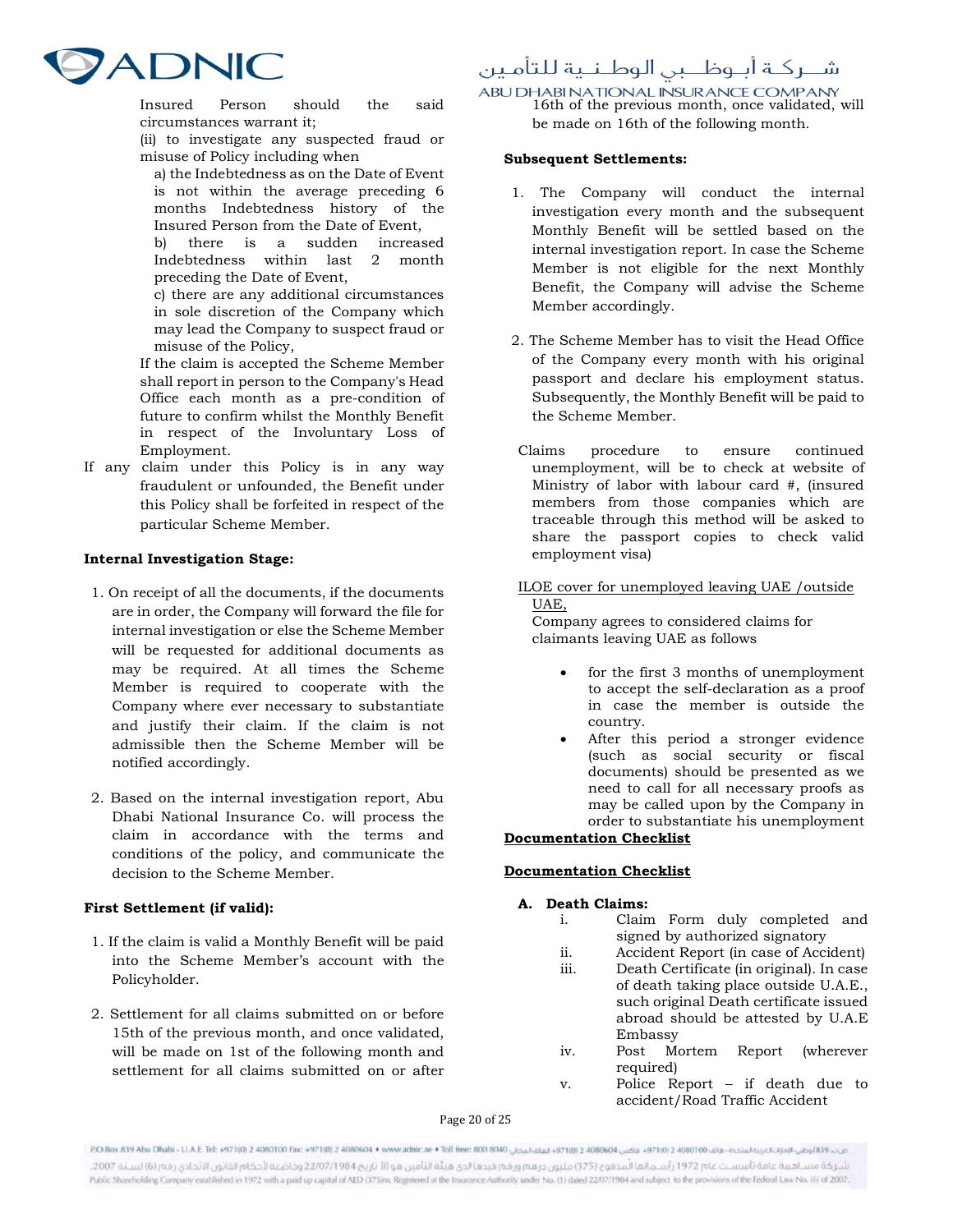Insured Person should the said circumstances warrant it;

(ii) to investigate any suspected fraud or misuse of Policy including when

a) the Indebtedness as on the Date of Event is not within the average preceding 6 months Indebtedness history of the Insured Person from the Date of Event,

b) there is a sudden increased Indebtedness within last 2 month preceding the Date of Event,

c) there are any additional circumstances in sole discretion of the Company which may lead the Company to suspect fraud or misuse of the Policy,

If the claim is accepted the Scheme Member shall report in person to the Company's Head Office each month as a pre-condition of future to confirm whilst the Monthly Benefit in respect of the Involuntary Loss of Employment.

If any claim under this Policy is in any way fraudulent or unfounded, the Benefit under this Policy shall be forfeited in respect of the particular Scheme Member.

**Internal Investigation Stage:**

1. On receipt of all the documents, if the documents are in order, the Company will forward the file for internal investigation or else the Scheme Member will be requested for additional documents as may be required. At all times the Scheme Member is required to cooperate with the Company where ever necessary to substantiate and justify their claim. If the claim is not admissible then the Scheme Member will be notified accordingly.

2. Based on the internal investigation report, Abu Dhabi National Insurance Co. will process the claim in accordance with the terms and conditions of the policy, and communicate the decision to the Scheme Member.

**First Settlement (if valid):**

1. If the claim is valid a Monthly Benefit will be paid into the Scheme Member's account with the Policyholder.

2. Settlement for all claims submitted on or before 15th of the previous month, and once validated, will be made on 1st of the following month and settlement for all claims submitted on or after 16th of the previous month, once validated, will be made on 16th of the following month.

**Subsequent Settlements:**

1. The Company will conduct the internal investigation every month and the subsequent Monthly Benefit will be settled based on the internal investigation report. In case the Scheme Member is not eligible for the next Monthly Benefit, the Company will advise the Scheme Member accordingly.

2. The Scheme Member has to visit the Head Office of the Company every month with his original passport and declare his employment status. Subsequently, the Monthly Benefit will be paid to the Scheme Member.

Claims procedure to ensure continued unemployment, will be to check at website of Ministry of labor with labour card #, (insured members from those companies which are traceable through this method will be asked to share the passport copies to check valid employment visa)

<u>ILOE cover for unemployed leaving UAE /outside UAE,</u>

Company agrees to considered claims for claimants leaving UAE as follows

- for the first 3 months of unemployment to accept the self-declaration as a proof in case the member is outside the country.
- After this period a stronger evidence (such as social security or fiscal documents) should be presented as we need to call for all necessary proofs as may be called upon by the Company in order to substantiate his unemployment

**<u>Documentation Checklist</u>**

**<u>Documentation Checklist</u>**

**A. Death Claims:**

i. Claim Form duly completed and signed by authorized signatory

ii. Accident Report (in case of Accident)

iii. Death Certificate (in original). In case of death taking place outside U.A.E., such original Death certificate issued abroad should be attested by U.A.E Embassy

iv. Post Mortem Report (wherever required)

v. Police Report – if death due to accident/Road Traffic Accident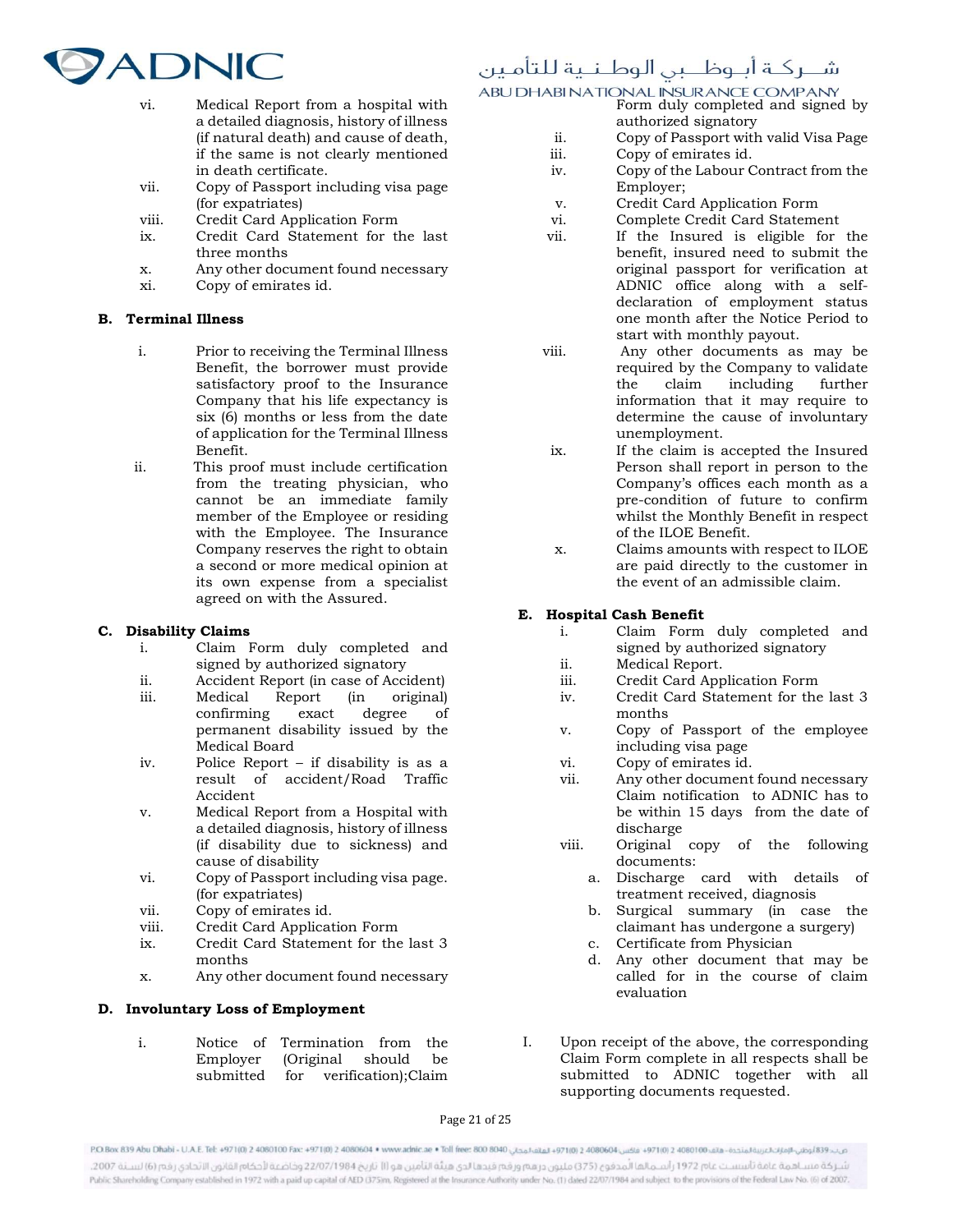vi. Medical Report from a hospital with a detailed diagnosis, history of illness (if natural death) and cause of death, if the same is not clearly mentioned in death certificate.

vii. Copy of Passport including visa page (for expatriates)

viii. Credit Card Application Form

ix. Credit Card Statement for the last three months

x. Any other document found necessary

xi. Copy of emirates id.

**B. Terminal Illness**

i. Prior to receiving the Terminal Illness Benefit, the borrower must provide satisfactory proof to the Insurance Company that his life expectancy is six (6) months or less from the date of application for the Terminal Illness Benefit.

ii. This proof must include certification from the treating physician, who cannot be an immediate family member of the Employee or residing with the Employee. The Insurance Company reserves the right to obtain a second or more medical opinion at its own expense from a specialist agreed on with the Assured.

**C. Disability Claims**

i. Claim Form duly completed and signed by authorized signatory

ii. Accident Report (in case of Accident)

iii. Medical Report (in original) confirming exact degree of permanent disability issued by the Medical Board

iv. Police Report – if disability is as a result of accident/Road Traffic Accident

v. Medical Report from a Hospital with a detailed diagnosis, history of illness (if disability due to sickness) and cause of disability

vi. Copy of Passport including visa page. (for expatriates)

vii. Copy of emirates id.

viii. Credit Card Application Form

ix. Credit Card Statement for the last 3 months

x. Any other document found necessary

**D. Involuntary Loss of Employment**

i. Notice of Termination from the Employer (Original should be submitted for verification);Claim Form duly completed and signed by authorized signatory

ii. Copy of Passport with valid Visa Page

iii. Copy of emirates id.

iv. Copy of the Labour Contract from the Employer;

v. Credit Card Application Form

vi. Complete Credit Card Statement

vii. If the Insured is eligible for the benefit, insured need to submit the original passport for verification at ADNIC office along with a self-declaration of employment status one month after the Notice Period to start with monthly payout.

viii. Any other documents as may be required by the Company to validate the claim including further information that it may require to determine the cause of involuntary unemployment.

ix. If the claim is accepted the Insured Person shall report in person to the Company's offices each month as a pre-condition of future to confirm whilst the Monthly Benefit in respect of the ILOE Benefit.

x. Claims amounts with respect to ILOE are paid directly to the customer in the event of an admissible claim.

**E. Hospital Cash Benefit**

i. Claim Form duly completed and signed by authorized signatory

ii. Medical Report.

iii. Credit Card Application Form

iv. Credit Card Statement for the last 3 months

v. Copy of Passport of the employee including visa page

vi. Copy of emirates id.

vii. Any other document found necessary Claim notification to ADNIC has to be within 15 days from the date of discharge

viii. Original copy of the following documents:

   a. Discharge card with details of treatment received, diagnosis
   b. Surgical summary (in case the claimant has undergone a surgery)
   c. Certificate from Physician
   d. Any other document that may be called for in the course of claim evaluation

I. Upon receipt of the above, the corresponding Claim Form complete in all respects shall be submitted to ADNIC together with all supporting documents requested.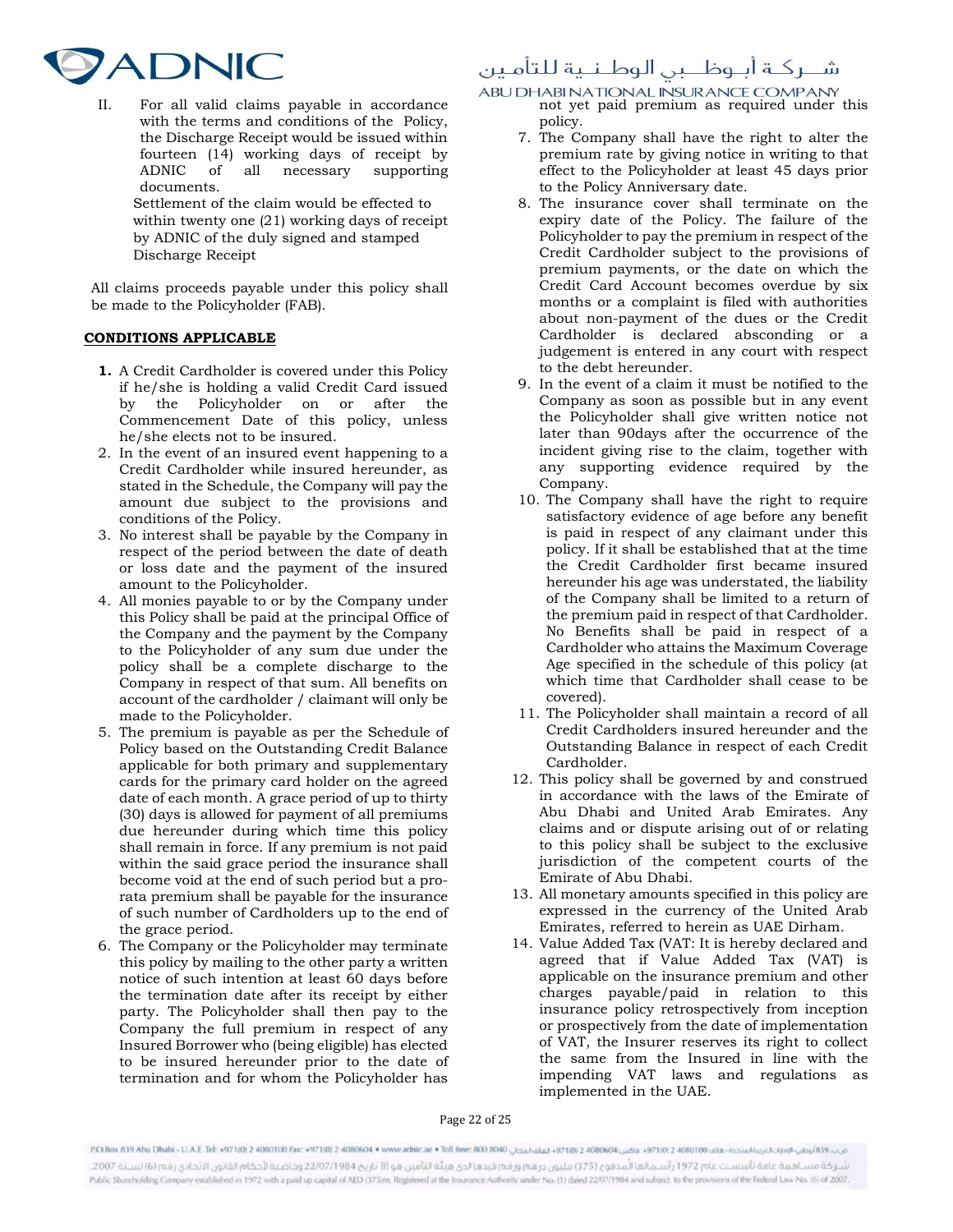II. For all valid claims payable in accordance with the terms and conditions of the Policy, the Discharge Receipt would be issued within fourteen (14) working days of receipt by ADNIC of all necessary supporting documents.

Settlement of the claim would be effected to within twenty one (21) working days of receipt by ADNIC of the duly signed and stamped Discharge Receipt

All claims proceeds payable under this policy shall be made to the Policyholder (FAB).

**CONDITIONS APPLICABLE**

1. A Credit Cardholder is covered under this Policy if he/she is holding a valid Credit Card issued by the Policyholder on or after the Commencement Date of this policy, unless he/she elects not to be insured.
2. In the event of an insured event happening to a Credit Cardholder while insured hereunder, as stated in the Schedule, the Company will pay the amount due subject to the provisions and conditions of the Policy.
3. No interest shall be payable by the Company in respect of the period between the date of death or loss date and the payment of the insured amount to the Policyholder.
4. All monies payable to or by the Company under this Policy shall be paid at the principal Office of the Company and the payment by the Company to the Policyholder of any sum due under the policy shall be a complete discharge to the Company in respect of that sum. All benefits on account of the cardholder / claimant will only be made to the Policyholder.
5. The premium is payable as per the Schedule of Policy based on the Outstanding Credit Balance applicable for both primary and supplementary cards for the primary card holder on the agreed date of each month. A grace period of up to thirty (30) days is allowed for payment of all premiums due hereunder during which time this policy shall remain in force. If any premium is not paid within the said grace period the insurance shall become void at the end of such period but a pro-rata premium shall be payable for the insurance of such number of Cardholders up to the end of the grace period.
6. The Company or the Policyholder may terminate this policy by mailing to the other party a written notice of such intention at least 60 days before the termination date after its receipt by either party. The Policyholder shall then pay to the Company the full premium in respect of any Insured Borrower who (being eligible) has elected to be insured hereunder prior to the date of termination and for whom the Policyholder has not yet paid premium as required under this policy.
7. The Company shall have the right to alter the premium rate by giving notice in writing to that effect to the Policyholder at least 45 days prior to the Policy Anniversary date.
8. The insurance cover shall terminate on the expiry date of the Policy. The failure of the Policyholder to pay the premium in respect of the Credit Cardholder subject to the provisions of premium payments, or the date on which the Credit Card Account becomes overdue by six months or a complaint is filed with authorities about non-payment of the dues or the Credit Cardholder is declared absconding or a judgement is entered in any court with respect to the debt hereunder.
9. In the event of a claim it must be notified to the Company as soon as possible but in any event the Policyholder shall give written notice not later than 90days after the occurrence of the incident giving rise to the claim, together with any supporting evidence required by the Company.
10. The Company shall have the right to require satisfactory evidence of age before any benefit is paid in respect of any claimant under this policy. If it shall be established that at the time the Credit Cardholder first became insured hereunder his age was understated, the liability of the Company shall be limited to a return of the premium paid in respect of that Cardholder. No Benefits shall be paid in respect of a Cardholder who attains the Maximum Coverage Age specified in the schedule of this policy (at which time that Cardholder shall cease to be covered).
11. The Policyholder shall maintain a record of all Credit Cardholders insured hereunder and the Outstanding Balance in respect of each Credit Cardholder.
12. This policy shall be governed by and construed in accordance with the laws of the Emirate of Abu Dhabi and United Arab Emirates. Any claims and or dispute arising out of or relating to this policy shall be subject to the exclusive jurisdiction of the competent courts of the Emirate of Abu Dhabi.
13. All monetary amounts specified in this policy are expressed in the currency of the United Arab Emirates, referred to herein as UAE Dirham.
14. Value Added Tax (VAT: It is hereby declared and agreed that if Value Added Tax (VAT) is applicable on the insurance premium and other charges payable/paid in relation to this insurance policy retrospectively from inception or prospectively from the date of implementation of VAT, the Insurer reserves its right to collect the same from the Insured in line with the impending VAT laws and regulations as implemented in the UAE.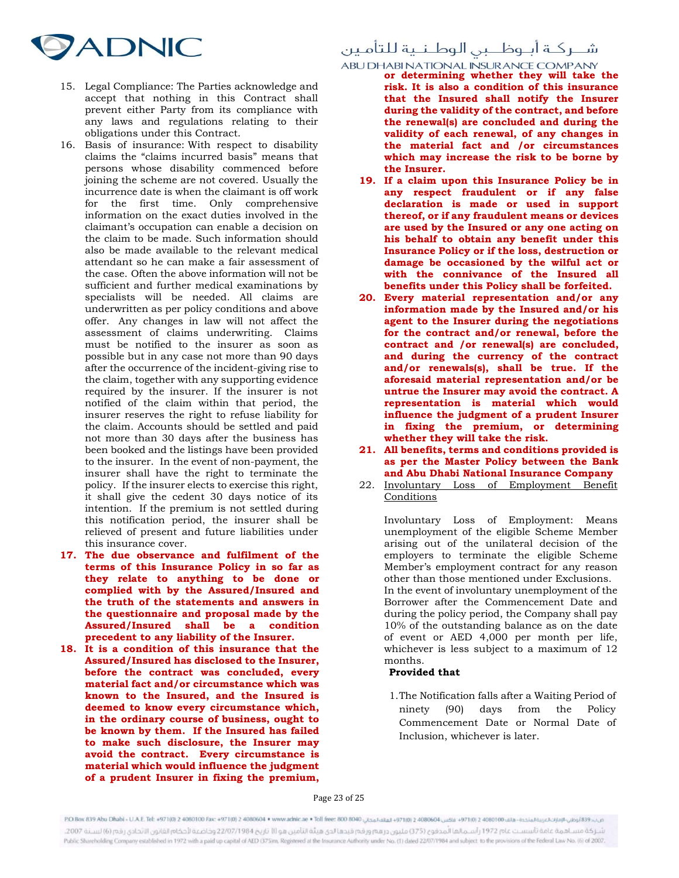15. Legal Compliance: The Parties acknowledge and accept that nothing in this Contract shall prevent either Party from its compliance with any laws and regulations relating to their obligations under this Contract.
16. Basis of insurance: With respect to disability claims the "claims incurred basis" means that persons whose disability commenced before joining the scheme are not covered. Usually the incurrence date is when the claimant is off work for the first time. Only comprehensive information on the exact duties involved in the claimant's occupation can enable a decision on the claim to be made. Such information should also be made available to the relevant medical attendant so he can make a fair assessment of the case. Often the above information will not be sufficient and further medical examinations by specialists will be needed. All claims are underwritten as per policy conditions and above offer. Any changes in law will not affect the assessment of claims underwriting. Claims must be notified to the insurer as soon as possible but in any case not more than 90 days after the occurrence of the incident-giving rise to the claim, together with any supporting evidence required by the insurer. If the insurer is not notified of the claim within that period, the insurer reserves the right to refuse liability for the claim. Accounts should be settled and paid not more than 30 days after the business has been booked and the listings have been provided to the insurer. In the event of non-payment, the insurer shall have the right to terminate the policy. If the insurer elects to exercise this right, it shall give the cedent 30 days notice of its intention. If the premium is not settled during this notification period, the insurer shall be relieved of present and future liabilities under this insurance cover.
17. **The due observance and fulfilment of the terms of this Insurance Policy in so far as they relate to anything to be done or complied with by the Assured/Insured and the truth of the statements and answers in the questionnaire and proposal made by the Assured/Insured shall be a condition precedent to any liability of the Insurer.**
18. **It is a condition of this insurance that the Assured/Insured has disclosed to the Insurer, before the contract was concluded, every material fact and/or circumstance which was known to the Insured, and the Insured is deemed to know every circumstance which, in the ordinary course of business, ought to be known by them. If the Insured has failed to make such disclosure, the Insurer may avoid the contract. Every circumstance is material which would influence the judgment of a prudent Insurer in fixing the premium, or determining whether they will take the risk. It is also a condition of this insurance that the Insured shall notify the Insurer during the validity of the contract, and before the renewal(s) are concluded and during the validity of each renewal, of any changes in the material fact and /or circumstances which may increase the risk to be borne by the Insurer.**
19. **If a claim upon this Insurance Policy be in any respect fraudulent or if any false declaration is made or used in support thereof, or if any fraudulent means or devices are used by the Insured or any one acting on his behalf to obtain any benefit under this Insurance Policy or if the loss, destruction or damage be occasioned by the wilful act or with the connivance of the Insured all benefits under this Policy shall be forfeited.**
20. **Every material representation and/or any information made by the Insured and/or his agent to the Insurer during the negotiations for the contract and/or renewal, before the contract and /or renewal(s) are concluded, and during the currency of the contract and/or renewals(s), shall be true. If the aforesaid material representation and/or be untrue the Insurer may avoid the contract. A representation is material which would influence the judgment of a prudent Insurer in fixing the premium, or determining whether they will take the risk.**
21. **All benefits, terms and conditions provided is as per the Master Policy between the Bank and Abu Dhabi National Insurance Company**
22. Involuntary Loss of Employment Benefit Conditions

    Involuntary Loss of Employment: Means unemployment of the eligible Scheme Member arising out of the unilateral decision of the employers to terminate the eligible Scheme Member's employment contract for any reason other than those mentioned under Exclusions.
    In the event of involuntary unemployment of the Borrower after the Commencement Date and during the policy period, the Company shall pay 10% of the outstanding balance as on the date of event or AED 4,000 per month per life, whichever is less subject to a maximum of 12 months.

    **Provided that**

    1. The Notification falls after a Waiting Period of ninety (90) days from the Policy Commencement Date or Normal Date of Inclusion, whichever is later.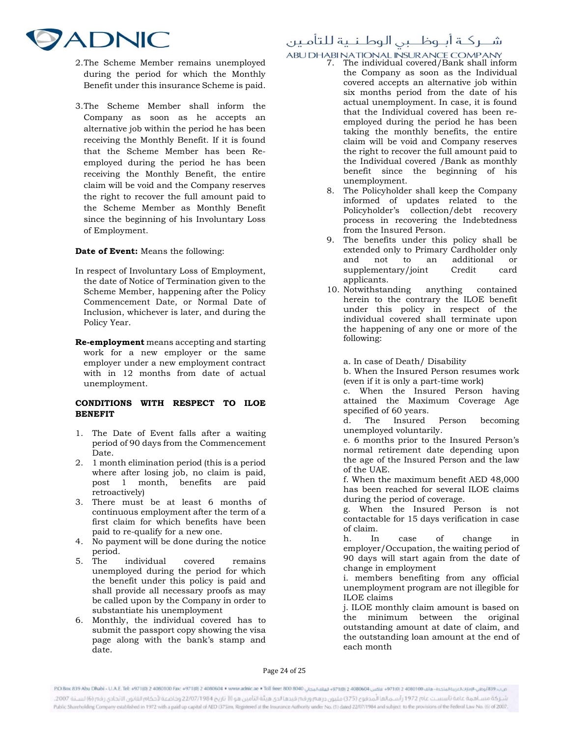2. The Scheme Member remains unemployed during the period for which the Monthly Benefit under this insurance Scheme is paid.

3. The Scheme Member shall inform the Company as soon as he accepts an alternative job within the period he has been receiving the Monthly Benefit. If it is found that the Scheme Member has been Re-employed during the period he has been receiving the Monthly Benefit, the entire claim will be void and the Company reserves the right to recover the full amount paid to the Scheme Member as Monthly Benefit since the beginning of his Involuntary Loss of Employment.

**Date of Event:** Means the following:

In respect of Involuntary Loss of Employment, the date of Notice of Termination given to the Scheme Member, happening after the Policy Commencement Date, or Normal Date of Inclusion, whichever is later, and during the Policy Year.

**Re-employment** means accepting and starting work for a new employer or the same employer under a new employment contract with in 12 months from date of actual unemployment.

**CONDITIONS WITH RESPECT TO ILOE BENEFIT**

1. The Date of Event falls after a waiting period of 90 days from the Commencement Date.
2. 1 month elimination period (this is a period where after losing job, no claim is paid, post 1 month, benefits are paid retroactively)
3. There must be at least 6 months of continuous employment after the term of a first claim for which benefits have been paid to re-qualify for a new one.
4. No payment will be done during the notice period.
5. The individual covered remains unemployed during the period for which the benefit under this policy is paid and shall provide all necessary proofs as may be called upon by the Company in order to substantiate his unemployment
6. Monthly, the individual covered has to submit the passport copy showing the visa page along with the bank's stamp and date.
7. The individual covered/Bank shall inform the Company as soon as the Individual covered accepts an alternative job within six months period from the date of his actual unemployment. In case, it is found that the Individual covered has been re-employed during the period he has been taking the monthly benefits, the entire claim will be void and Company reserves the right to recover the full amount paid to the Individual covered /Bank as monthly benefit since the beginning of his unemployment.
8. The Policyholder shall keep the Company informed of updates related to the Policyholder's collection/debt recovery process in recovering the Indebtedness from the Insured Person.
9. The benefits under this policy shall be extended only to Primary Cardholder only and not to an additional or supplementary/joint Credit card applicants.
10. Notwithstanding anything contained herein to the contrary the ILOE benefit under this policy in respect of the individual covered shall terminate upon the happening of any one or more of the following:

a. In case of Death/ Disability
b. When the Insured Person resumes work (even if it is only a part-time work)
c. When the Insured Person having attained the Maximum Coverage Age specified of 60 years.
d. The Insured Person becoming unemployed voluntarily.
e. 6 months prior to the Insured Person's normal retirement date depending upon the age of the Insured Person and the law of the UAE.
f. When the maximum benefit AED 48,000 has been reached for several ILOE claims during the period of coverage.
g. When the Insured Person is not contactable for 15 days verification in case of claim.
h. In case of change in employer/Occupation, the waiting period of 90 days will start again from the date of change in employment
i. members benefiting from any official unemployment program are not illegible for ILOE claims
j. ILOE monthly claim amount is based on the minimum between the original outstanding amount at date of claim, and the outstanding loan amount at the end of each month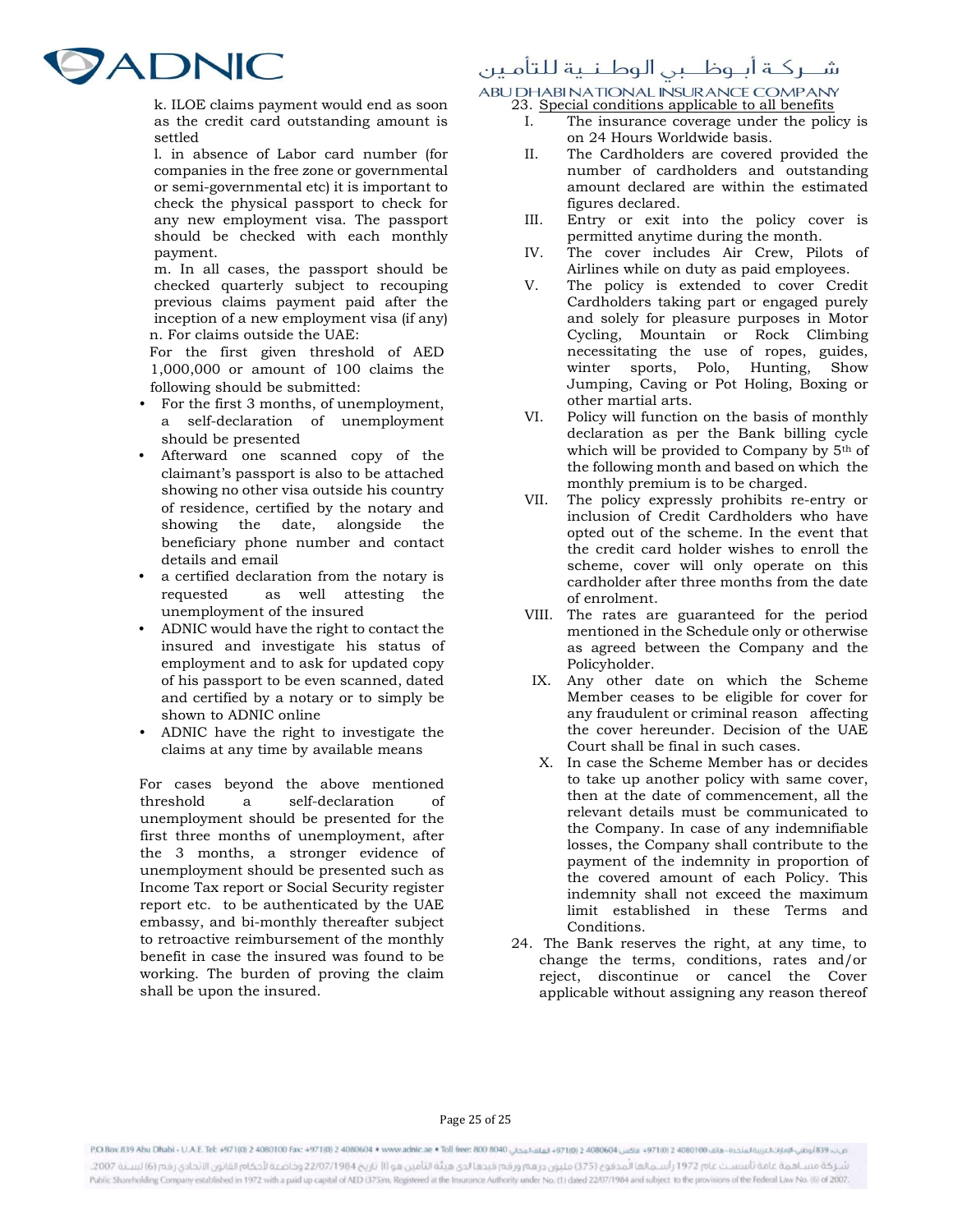k. ILOE claims payment would end as soon as the credit card outstanding amount is settled

l. in absence of Labor card number (for companies in the free zone or governmental or semi-governmental etc) it is important to check the physical passport to check for any new employment visa. The passport should be checked with each monthly payment.

m. In all cases, the passport should be checked quarterly subject to recouping previous claims payment paid after the inception of a new employment visa (if any)

n. For claims outside the UAE:

For the first given threshold of AED 1,000,000 or amount of 100 claims the following should be submitted:

- For the first 3 months, of unemployment, a self-declaration of unemployment should be presented
- Afterward one scanned copy of the claimant's passport is also to be attached showing no other visa outside his country of residence, certified by the notary and showing the date, alongside the beneficiary phone number and contact details and email
- a certified declaration from the notary is requested as well attesting the unemployment of the insured
- ADNIC would have the right to contact the insured and investigate his status of employment and to ask for updated copy of his passport to be even scanned, dated and certified by a notary or to simply be shown to ADNIC online
- ADNIC have the right to investigate the claims at any time by available means

For cases beyond the above mentioned threshold a self-declaration of unemployment should be presented for the first three months of unemployment, after the 3 months, a stronger evidence of unemployment should be presented such as Income Tax report or Social Security register report etc. to be authenticated by the UAE embassy, and bi-monthly thereafter subject to retroactive reimbursement of the monthly benefit in case the insured was found to be working. The burden of proving the claim shall be upon the insured.

23. Special conditions applicable to all benefits

    I. The insurance coverage under the policy is on 24 Hours Worldwide basis.

    II. The Cardholders are covered provided the number of cardholders and outstanding amount declared are within the estimated figures declared.

    III. Entry or exit into the policy cover is permitted anytime during the month.

    IV. The cover includes Air Crew, Pilots of Airlines while on duty as paid employees.

    V. The policy is extended to cover Credit Cardholders taking part or engaged purely and solely for pleasure purposes in Motor Cycling, Mountain or Rock Climbing necessitating the use of ropes, guides, winter sports, Polo, Hunting, Show Jumping, Caving or Pot Holing, Boxing or other martial arts.

    VI. Policy will function on the basis of monthly declaration as per the Bank billing cycle which will be provided to Company by 5th of the following month and based on which the monthly premium is to be charged.

    VII. The policy expressly prohibits re-entry or inclusion of Credit Cardholders who have opted out of the scheme. In the event that the credit card holder wishes to enroll the scheme, cover will only operate on this cardholder after three months from the date of enrolment.

    VIII. The rates are guaranteed for the period mentioned in the Schedule only or otherwise as agreed between the Company and the Policyholder.

    IX. Any other date on which the Scheme Member ceases to be eligible for cover for any fraudulent or criminal reason affecting the cover hereunder. Decision of the UAE Court shall be final in such cases.

    X. In case the Scheme Member has or decides to take up another policy with same cover, then at the date of commencement, all the relevant details must be communicated to the Company. In case of any indemnifiable losses, the Company shall contribute to the payment of the indemnity in proportion of the covered amount of each Policy. This indemnity shall not exceed the maximum limit established in these Terms and Conditions.

24. The Bank reserves the right, at any time, to change the terms, conditions, rates and/or reject, discontinue or cancel the Cover applicable without assigning any reason thereof